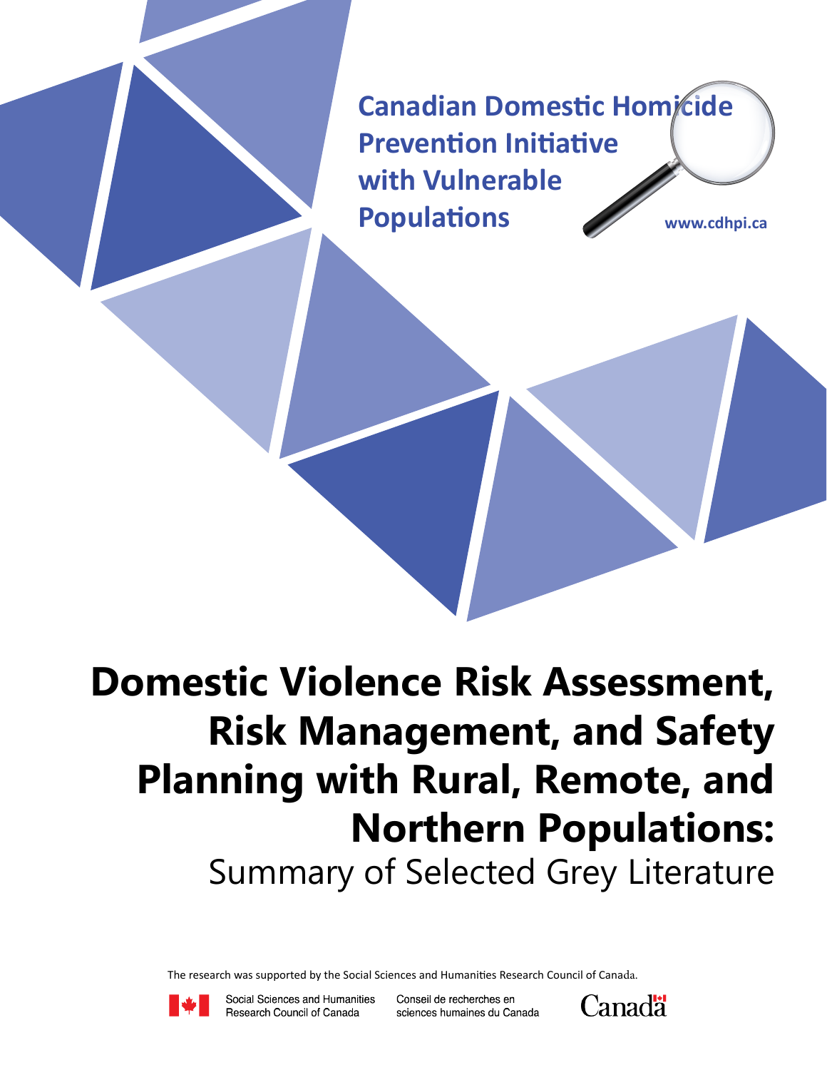Canadian Domestic Homicide Prevention Initiative with Vulnerable Populations

www.cdhpi.ca

# Domestic Violence Risk Assessment, Risk Management, and Safety Planning with Rural, Remote, and Northern Populations:

## Summary of Selected Grey Literature

The research was supported by the Social Sciences and Humanities Research Council of Canada.

Social Sciences and Humanities Research Council of Canada

Conseil de recherches en sciences humaines du Canada

Canada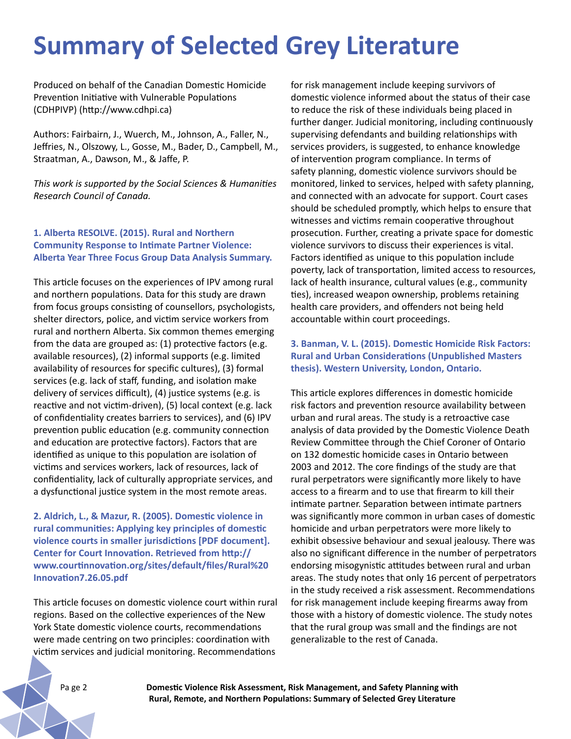# Summary of Selected Grey Literature

Produced on behalf of the Canadian Domestic Homicide Prevention Initiative with Vulnerable Populations (CDHPIVP) (http://www.cdhpi.ca)

Authors: Fairbairn, J., Wuerch, M., Johnson, A., Faller, N., Jeffries, N., Olszowy, L., Gosse, M., Bader, D., Campbell, M., Straatman, A., Dawson, M., & Jaffe, P.

*This work is supported by the Social Sciences & Humanities Research Council of Canada.*

### 1. Alberta RESOLVE. (2015). Rural and Northern Community Response to Intimate Partner Violence: Alberta Year Three Focus Group Data Analysis Summary.

This article focuses on the experiences of IPV among rural and northern populations. Data for this study are drawn from focus groups consisting of counsellors, psychologists, shelter directors, police, and victim service workers from rural and northern Alberta. Six common themes emerging from the data are grouped as: (1) protective factors (e.g. available resources), (2) informal supports (e.g. limited availability of resources for specific cultures), (3) formal services (e.g. lack of staff, funding, and isolation make delivery of services difficult), (4) justice systems (e.g. is reactive and not victim-driven), (5) local context (e.g. lack of confidentiality creates barriers to services), and (6) IPV prevention public education (e.g. community connection and education are protective factors). Factors that are identified as unique to this population are isolation of victims and services workers, lack of resources, lack of confidentiality, lack of culturally appropriate services, and a dysfunctional justice system in the most remote areas.

### 2. Aldrich, L., & Mazur, R. (2005). Domestic violence in rural communities: Applying key principles of domestic violence courts in smaller jurisdictions [PDF document]. Center for Court Innovation. Retrieved from http://www.courtinnovation.org/sites/default/files/Rural%20Innovation7.26.05.pdf

This article focuses on domestic violence court within rural regions. Based on the collective experiences of the New York State domestic violence courts, recommendations were made centring on two principles: coordination with victim services and judicial monitoring. Recommendations for risk management include keeping survivors of domestic violence informed about the status of their case to reduce the risk of these individuals being placed in further danger. Judicial monitoring, including continuously supervising defendants and building relationships with services providers, is suggested, to enhance knowledge of intervention program compliance. In terms of safety planning, domestic violence survivors should be monitored, linked to services, helped with safety planning, and connected with an advocate for support. Court cases should be scheduled promptly, which helps to ensure that witnesses and victims remain cooperative throughout prosecution. Further, creating a private space for domestic violence survivors to discuss their experiences is vital. Factors identified as unique to this population include poverty, lack of transportation, limited access to resources, lack of health insurance, cultural values (e.g., community ties), increased weapon ownership, problems retaining health care providers, and offenders not being held accountable within court proceedings.

### 3. Banman, V. L. (2015). Domestic Homicide Risk Factors: Rural and Urban Considerations (Unpublished Masters thesis). Western University, London, Ontario.

This article explores differences in domestic homicide risk factors and prevention resource availability between urban and rural areas. The study is a retroactive case analysis of data provided by the Domestic Violence Death Review Committee through the Chief Coroner of Ontario on 132 domestic homicide cases in Ontario between 2003 and 2012. The core findings of the study are that rural perpetrators were significantly more likely to have access to a firearm and to use that firearm to kill their intimate partner. Separation between intimate partners was significantly more common in urban cases of domestic homicide and urban perpetrators were more likely to exhibit obsessive behaviour and sexual jealousy. There was also no significant difference in the number of perpetrators endorsing misogynistic attitudes between rural and urban areas. The study notes that only 16 percent of perpetrators in the study received a risk assessment. Recommendations for risk management include keeping firearms away from those with a history of domestic violence. The study notes that the rural group was small and the findings are not generalizable to the rest of Canada.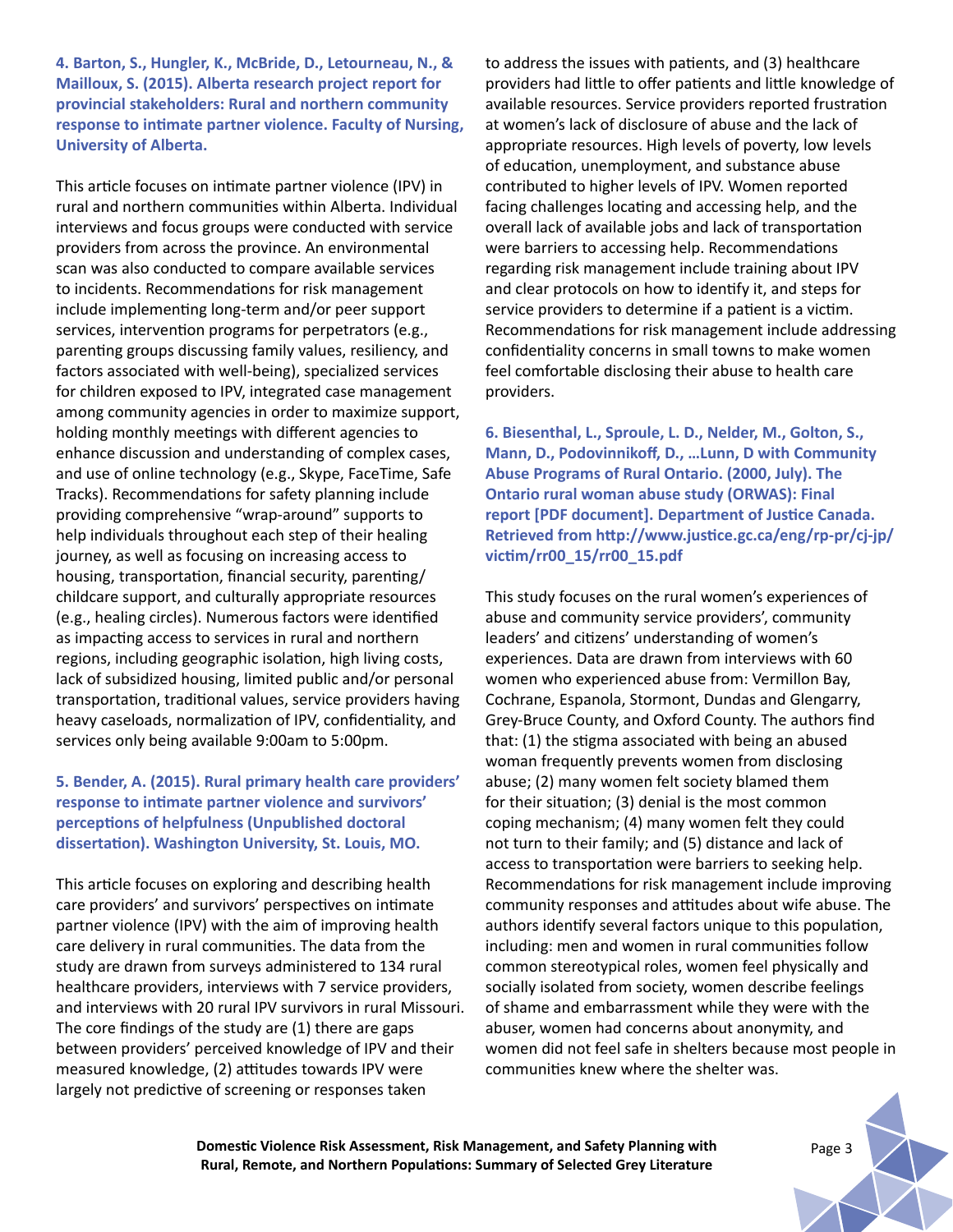**4. Barton, S., Hungler, K., McBride, D., Letourneau, N., & Mailloux, S. (2015). Alberta research project report for provincial stakeholders: Rural and northern community response to intimate partner violence. Faculty of Nursing, University of Alberta.**

This article focuses on intimate partner violence (IPV) in rural and northern communities within Alberta. Individual interviews and focus groups were conducted with service providers from across the province. An environmental scan was also conducted to compare available services to incidents. Recommendations for risk management include implementing long-term and/or peer support services, intervention programs for perpetrators (e.g., parenting groups discussing family values, resiliency, and factors associated with well-being), specialized services for children exposed to IPV, integrated case management among community agencies in order to maximize support, holding monthly meetings with different agencies to enhance discussion and understanding of complex cases, and use of online technology (e.g., Skype, FaceTime, Safe Tracks). Recommendations for safety planning include providing comprehensive "wrap-around" supports to help individuals throughout each step of their healing journey, as well as focusing on increasing access to housing, transportation, financial security, parenting/childcare support, and culturally appropriate resources (e.g., healing circles). Numerous factors were identified as impacting access to services in rural and northern regions, including geographic isolation, high living costs, lack of subsidized housing, limited public and/or personal transportation, traditional values, service providers having heavy caseloads, normalization of IPV, confidentiality, and services only being available 9:00am to 5:00pm.

**5. Bender, A. (2015). Rural primary health care providers' response to intimate partner violence and survivors' perceptions of helpfulness (Unpublished doctoral dissertation). Washington University, St. Louis, MO.**

This article focuses on exploring and describing health care providers' and survivors' perspectives on intimate partner violence (IPV) with the aim of improving health care delivery in rural communities. The data from the study are drawn from surveys administered to 134 rural healthcare providers, interviews with 7 service providers, and interviews with 20 rural IPV survivors in rural Missouri. The core findings of the study are (1) there are gaps between providers' perceived knowledge of IPV and their measured knowledge, (2) attitudes towards IPV were largely not predictive of screening or responses taken to address the issues with patients, and (3) healthcare providers had little to offer patients and little knowledge of available resources. Service providers reported frustration at women's lack of disclosure of abuse and the lack of appropriate resources. High levels of poverty, low levels of education, unemployment, and substance abuse contributed to higher levels of IPV. Women reported facing challenges locating and accessing help, and the overall lack of available jobs and lack of transportation were barriers to accessing help. Recommendations regarding risk management include training about IPV and clear protocols on how to identify it, and steps for service providers to determine if a patient is a victim. Recommendations for risk management include addressing confidentiality concerns in small towns to make women feel comfortable disclosing their abuse to health care providers.

**6. Biesenthal, L., Sproule, L. D., Nelder, M., Golton, S., Mann, D., Podovinnikoff, D., …Lunn, D with Community Abuse Programs of Rural Ontario. (2000, July). The Ontario rural woman abuse study (ORWAS): Final report [PDF document]. Department of Justice Canada. Retrieved from http://www.justice.gc.ca/eng/rp-pr/cj-jp/victim/rr00_15/rr00_15.pdf**

This study focuses on the rural women's experiences of abuse and community service providers', community leaders' and citizens' understanding of women's experiences. Data are drawn from interviews with 60 women who experienced abuse from: Vermillon Bay, Cochrane, Espanola, Stormont, Dundas and Glengarry, Grey-Bruce County, and Oxford County. The authors find that: (1) the stigma associated with being an abused woman frequently prevents women from disclosing abuse; (2) many women felt society blamed them for their situation; (3) denial is the most common coping mechanism; (4) many women felt they could not turn to their family; and (5) distance and lack of access to transportation were barriers to seeking help. Recommendations for risk management include improving community responses and attitudes about wife abuse. The authors identify several factors unique to this population, including: men and women in rural communities follow common stereotypical roles, women feel physically and socially isolated from society, women describe feelings of shame and embarrassment while they were with the abuser, women had concerns about anonymity, and women did not feel safe in shelters because most people in communities knew where the shelter was.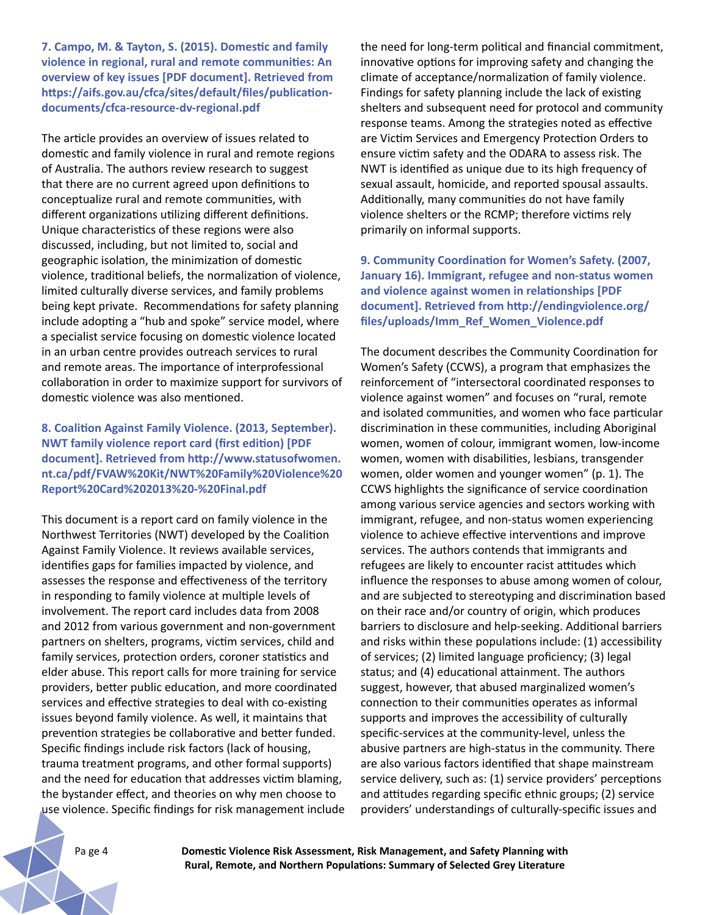**7. Campo, M. & Tayton, S. (2015). Domestic and family violence in regional, rural and remote communities: An overview of key issues [PDF document]. Retrieved from https://aifs.gov.au/cfca/sites/default/files/publication-documents/cfca-resource-dv-regional.pdf**

The article provides an overview of issues related to domestic and family violence in rural and remote regions of Australia. The authors review research to suggest that there are no current agreed upon definitions to conceptualize rural and remote communities, with different organizations utilizing different definitions. Unique characteristics of these regions were also discussed, including, but not limited to, social and geographic isolation, the minimization of domestic violence, traditional beliefs, the normalization of violence, limited culturally diverse services, and family problems being kept private. Recommendations for safety planning include adopting a "hub and spoke" service model, where a specialist service focusing on domestic violence located in an urban centre provides outreach services to rural and remote areas. The importance of interprofessional collaboration in order to maximize support for survivors of domestic violence was also mentioned.

**8. Coalition Against Family Violence. (2013, September). NWT family violence report card (first edition) [PDF document]. Retrieved from http://www.statusofwomen.nt.ca/pdf/FVAW%20Kit/NWT%20Family%20Violence%20Report%20Card%202013%20-%20Final.pdf**

This document is a report card on family violence in the Northwest Territories (NWT) developed by the Coalition Against Family Violence. It reviews available services, identifies gaps for families impacted by violence, and assesses the response and effectiveness of the territory in responding to family violence at multiple levels of involvement. The report card includes data from 2008 and 2012 from various government and non-government partners on shelters, programs, victim services, child and family services, protection orders, coroner statistics and elder abuse. This report calls for more training for service providers, better public education, and more coordinated services and effective strategies to deal with co-existing issues beyond family violence. As well, it maintains that prevention strategies be collaborative and better funded. Specific findings include risk factors (lack of housing, trauma treatment programs, and other formal supports) and the need for education that addresses victim blaming, the bystander effect, and theories on why men choose to use violence. Specific findings for risk management include the need for long-term political and financial commitment, innovative options for improving safety and changing the climate of acceptance/normalization of family violence. Findings for safety planning include the lack of existing shelters and subsequent need for protocol and community response teams. Among the strategies noted as effective are Victim Services and Emergency Protection Orders to ensure victim safety and the ODARA to assess risk. The NWT is identified as unique due to its high frequency of sexual assault, homicide, and reported spousal assaults. Additionally, many communities do not have family violence shelters or the RCMP; therefore victims rely primarily on informal supports.

**9. Community Coordination for Women's Safety. (2007, January 16). Immigrant, refugee and non-status women and violence against women in relationships [PDF document]. Retrieved from http://endingviolence.org/files/uploads/Imm_Ref_Women_Violence.pdf**

The document describes the Community Coordination for Women's Safety (CCWS), a program that emphasizes the reinforcement of "intersectoral coordinated responses to violence against women" and focuses on "rural, remote and isolated communities, and women who face particular discrimination in these communities, including Aboriginal women, women of colour, immigrant women, low-income women, women with disabilities, lesbians, transgender women, older women and younger women" (p. 1). The CCWS highlights the significance of service coordination among various service agencies and sectors working with immigrant, refugee, and non-status women experiencing violence to achieve effective interventions and improve services. The authors contends that immigrants and refugees are likely to encounter racist attitudes which influence the responses to abuse among women of colour, and are subjected to stereotyping and discrimination based on their race and/or country of origin, which produces barriers to disclosure and help-seeking. Additional barriers and risks within these populations include: (1) accessibility of services; (2) limited language proficiency; (3) legal status; and (4) educational attainment. The authors suggest, however, that abused marginalized women's connection to their communities operates as informal supports and improves the accessibility of culturally specific-services at the community-level, unless the abusive partners are high-status in the community. There are also various factors identified that shape mainstream service delivery, such as: (1) service providers' perceptions and attitudes regarding specific ethnic groups; (2) service providers' understandings of culturally-specific issues and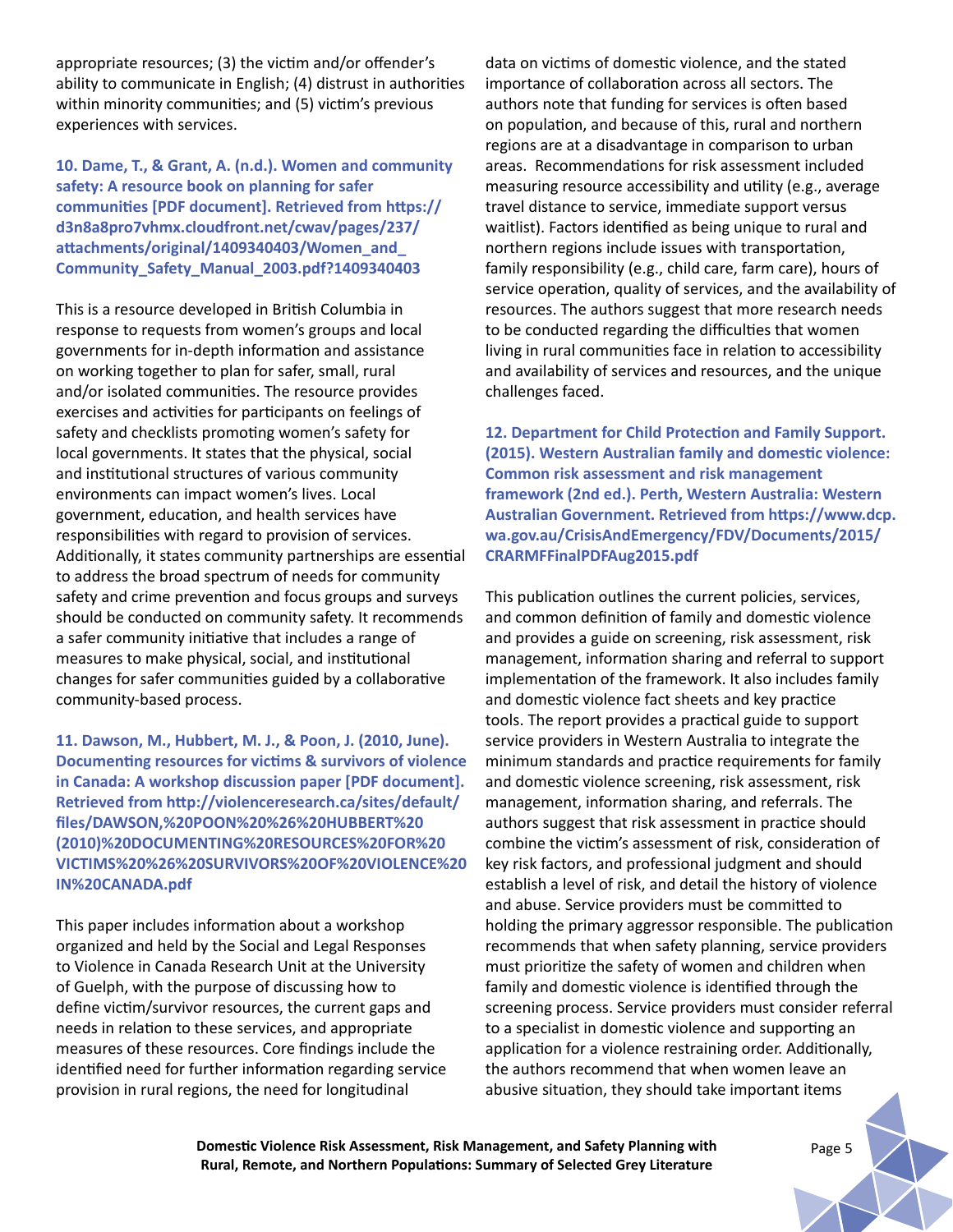appropriate resources; (3) the victim and/or offender's ability to communicate in English; (4) distrust in authorities within minority communities; and (5) victim's previous experiences with services.

**10. Dame, T., & Grant, A. (n.d.). Women and community safety: A resource book on planning for safer communities [PDF document]. Retrieved from https://d3n8a8pro7vhmx.cloudfront.net/cwav/pages/237/attachments/original/1409340403/Women_and_Community_Safety_Manual_2003.pdf?1409340403**

This is a resource developed in British Columbia in response to requests from women's groups and local governments for in-depth information and assistance on working together to plan for safer, small, rural and/or isolated communities. The resource provides exercises and activities for participants on feelings of safety and checklists promoting women's safety for local governments. It states that the physical, social and institutional structures of various community environments can impact women's lives. Local government, education, and health services have responsibilities with regard to provision of services. Additionally, it states community partnerships are essential to address the broad spectrum of needs for community safety and crime prevention and focus groups and surveys should be conducted on community safety. It recommends a safer community initiative that includes a range of measures to make physical, social, and institutional changes for safer communities guided by a collaborative community-based process.

**11. Dawson, M., Hubbert, M. J., & Poon, J. (2010, June). Documenting resources for victims & survivors of violence in Canada: A workshop discussion paper [PDF document]. Retrieved from http://violenceresearch.ca/sites/default/files/DAWSON,%20POON%20%26%20HUBBERT%20(2010)%20DOCUMENTING%20RESOURCES%20FOR%20VICTIMS%20%26%20SURVIVORS%20OF%20VIOLENCE%20IN%20CANADA.pdf**

This paper includes information about a workshop organized and held by the Social and Legal Responses to Violence in Canada Research Unit at the University of Guelph, with the purpose of discussing how to define victim/survivor resources, the current gaps and needs in relation to these services, and appropriate measures of these resources. Core findings include the identified need for further information regarding service provision in rural regions, the need for longitudinal data on victims of domestic violence, and the stated importance of collaboration across all sectors. The authors note that funding for services is often based on population, and because of this, rural and northern regions are at a disadvantage in comparison to urban areas. Recommendations for risk assessment included measuring resource accessibility and utility (e.g., average travel distance to service, immediate support versus waitlist). Factors identified as being unique to rural and northern regions include issues with transportation, family responsibility (e.g., child care, farm care), hours of service operation, quality of services, and the availability of resources. The authors suggest that more research needs to be conducted regarding the difficulties that women living in rural communities face in relation to accessibility and availability of services and resources, and the unique challenges faced.

**12. Department for Child Protection and Family Support. (2015). Western Australian family and domestic violence: Common risk assessment and risk management framework (2nd ed.). Perth, Western Australia: Western Australian Government. Retrieved from https://www.dcp.wa.gov.au/CrisisAndEmergency/FDV/Documents/2015/CRARMFFinalPDFAug2015.pdf**

This publication outlines the current policies, services, and common definition of family and domestic violence and provides a guide on screening, risk assessment, risk management, information sharing and referral to support implementation of the framework. It also includes family and domestic violence fact sheets and key practice tools. The report provides a practical guide to support service providers in Western Australia to integrate the minimum standards and practice requirements for family and domestic violence screening, risk assessment, risk management, information sharing, and referrals. The authors suggest that risk assessment in practice should combine the victim's assessment of risk, consideration of key risk factors, and professional judgment and should establish a level of risk, and detail the history of violence and abuse. Service providers must be committed to holding the primary aggressor responsible. The publication recommends that when safety planning, service providers must prioritize the safety of women and children when family and domestic violence is identified through the screening process. Service providers must consider referral to a specialist in domestic violence and supporting an application for a violence restraining order. Additionally, the authors recommend that when women leave an abusive situation, they should take important items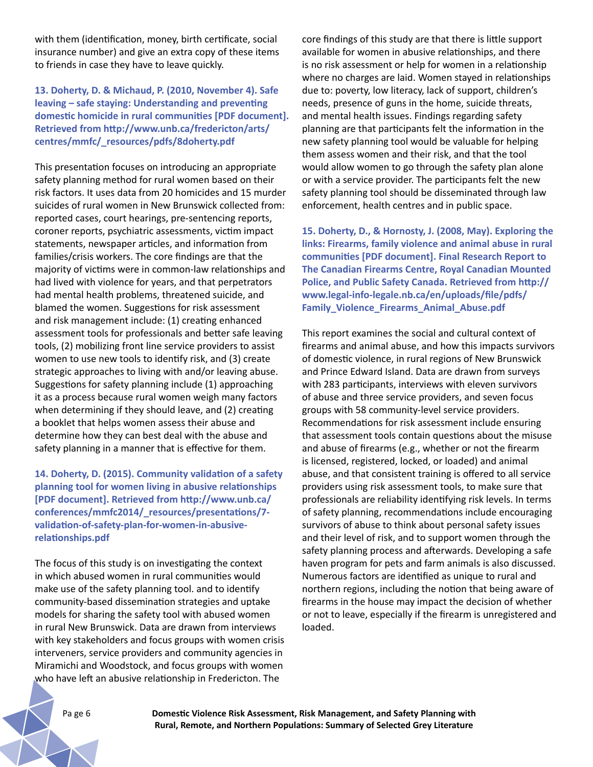with them (identification, money, birth certificate, social insurance number) and give an extra copy of these items to friends in case they have to leave quickly.

**13. Doherty, D. & Michaud, P. (2010, November 4). Safe leaving – safe staying: Understanding and preventing domestic homicide in rural communities [PDF document]. Retrieved from http://www.unb.ca/fredericton/arts/centres/mmfc/_resources/pdfs/8doherty.pdf**

This presentation focuses on introducing an appropriate safety planning method for rural women based on their risk factors. It uses data from 20 homicides and 15 murder suicides of rural women in New Brunswick collected from: reported cases, court hearings, pre-sentencing reports, coroner reports, psychiatric assessments, victim impact statements, newspaper articles, and information from families/crisis workers. The core findings are that the majority of victims were in common-law relationships and had lived with violence for years, and that perpetrators had mental health problems, threatened suicide, and blamed the women. Suggestions for risk assessment and risk management include: (1) creating enhanced assessment tools for professionals and better safe leaving tools, (2) mobilizing front line service providers to assist women to use new tools to identify risk, and (3) create strategic approaches to living with and/or leaving abuse. Suggestions for safety planning include (1) approaching it as a process because rural women weigh many factors when determining if they should leave, and (2) creating a booklet that helps women assess their abuse and determine how they can best deal with the abuse and safety planning in a manner that is effective for them.

**14. Doherty, D. (2015). Community validation of a safety planning tool for women living in abusive relationships [PDF document]. Retrieved from http://www.unb.ca/conferences/mmfc2014/_resources/presentations/7-validation-of-safety-plan-for-women-in-abusive-relationships.pdf**

The focus of this study is on investigating the context in which abused women in rural communities would make use of the safety planning tool. and to identify community-based dissemination strategies and uptake models for sharing the safety tool with abused women in rural New Brunswick. Data are drawn from interviews with key stakeholders and focus groups with women crisis interveners, service providers and community agencies in Miramichi and Woodstock, and focus groups with women who have left an abusive relationship in Fredericton. The core findings of this study are that there is little support available for women in abusive relationships, and there is no risk assessment or help for women in a relationship where no charges are laid. Women stayed in relationships due to: poverty, low literacy, lack of support, children's needs, presence of guns in the home, suicide threats, and mental health issues. Findings regarding safety planning are that participants felt the information in the new safety planning tool would be valuable for helping them assess women and their risk, and that the tool would allow women to go through the safety plan alone or with a service provider. The participants felt the new safety planning tool should be disseminated through law enforcement, health centres and in public space.

**15. Doherty, D., & Hornosty, J. (2008, May). Exploring the links: Firearms, family violence and animal abuse in rural communities [PDF document]. Final Research Report to The Canadian Firearms Centre, Royal Canadian Mounted Police, and Public Safety Canada. Retrieved from http://www.legal-info-legale.nb.ca/en/uploads/file/pdfs/Family_Violence_Firearms_Animal_Abuse.pdf**

This report examines the social and cultural context of firearms and animal abuse, and how this impacts survivors of domestic violence, in rural regions of New Brunswick and Prince Edward Island. Data are drawn from surveys with 283 participants, interviews with eleven survivors of abuse and three service providers, and seven focus groups with 58 community-level service providers. Recommendations for risk assessment include ensuring that assessment tools contain questions about the misuse and abuse of firearms (e.g., whether or not the firearm is licensed, registered, locked, or loaded) and animal abuse, and that consistent training is offered to all service providers using risk assessment tools, to make sure that professionals are reliability identifying risk levels. In terms of safety planning, recommendations include encouraging survivors of abuse to think about personal safety issues and their level of risk, and to support women through the safety planning process and afterwards. Developing a safe haven program for pets and farm animals is also discussed. Numerous factors are identified as unique to rural and northern regions, including the notion that being aware of firearms in the house may impact the decision of whether or not to leave, especially if the firearm is unregistered and loaded.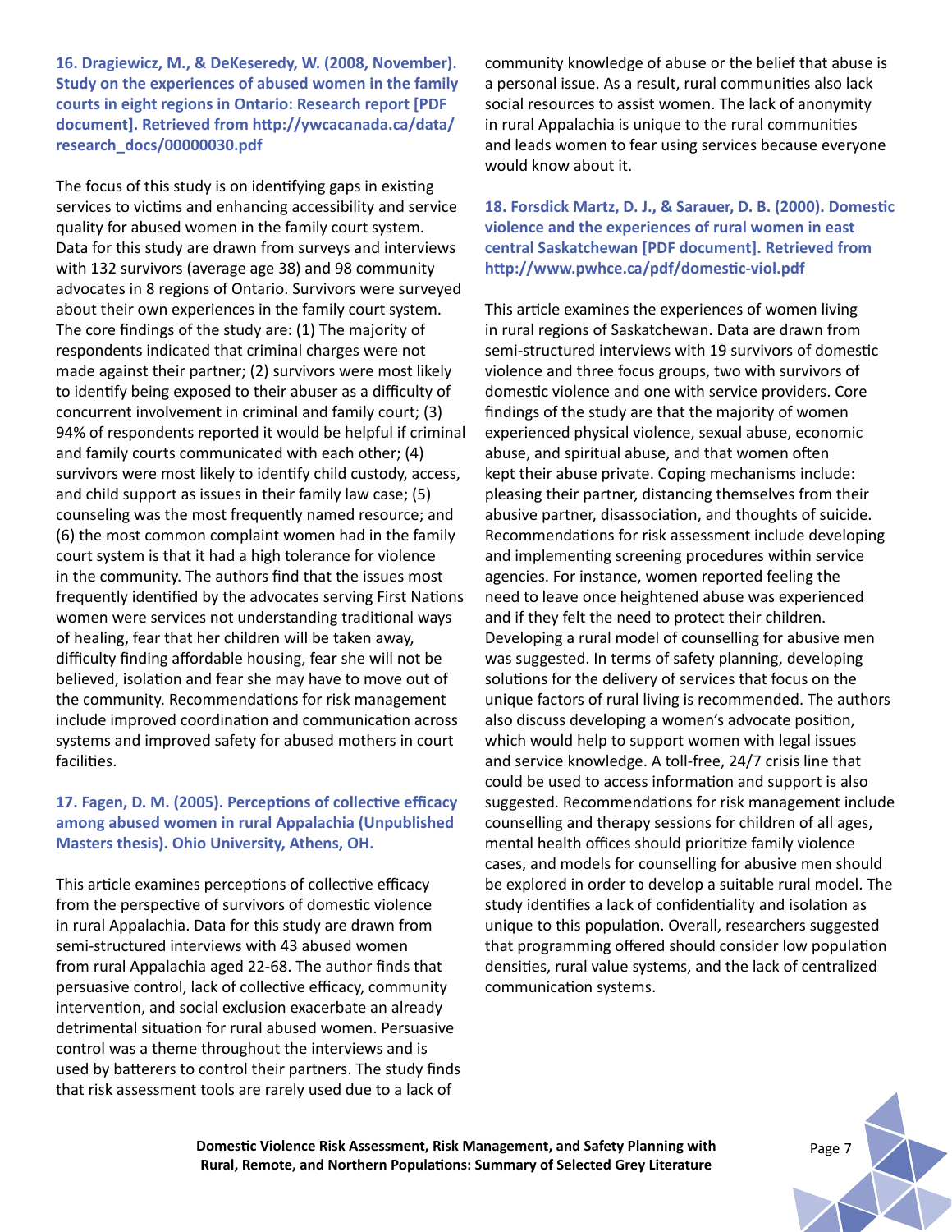### 16. Dragiewicz, M., & DeKeseredy, W. (2008, November). Study on the experiences of abused women in the family courts in eight regions in Ontario: Research report [PDF document]. Retrieved from http://ywcacanada.ca/data/research_docs/00000030.pdf

The focus of this study is on identifying gaps in existing services to victims and enhancing accessibility and service quality for abused women in the family court system. Data for this study are drawn from surveys and interviews with 132 survivors (average age 38) and 98 community advocates in 8 regions of Ontario. Survivors were surveyed about their own experiences in the family court system. The core findings of the study are: (1) The majority of respondents indicated that criminal charges were not made against their partner; (2) survivors were most likely to identify being exposed to their abuser as a difficulty of concurrent involvement in criminal and family court; (3) 94% of respondents reported it would be helpful if criminal and family courts communicated with each other; (4) survivors were most likely to identify child custody, access, and child support as issues in their family law case; (5) counseling was the most frequently named resource; and (6) the most common complaint women had in the family court system is that it had a high tolerance for violence in the community. The authors find that the issues most frequently identified by the advocates serving First Nations women were services not understanding traditional ways of healing, fear that her children will be taken away, difficulty finding affordable housing, fear she will not be believed, isolation and fear she may have to move out of the community. Recommendations for risk management include improved coordination and communication across systems and improved safety for abused mothers in court facilities.

### 17. Fagen, D. M. (2005). Perceptions of collective efficacy among abused women in rural Appalachia (Unpublished Masters thesis). Ohio University, Athens, OH.

This article examines perceptions of collective efficacy from the perspective of survivors of domestic violence in rural Appalachia. Data for this study are drawn from semi-structured interviews with 43 abused women from rural Appalachia aged 22-68. The author finds that persuasive control, lack of collective efficacy, community intervention, and social exclusion exacerbate an already detrimental situation for rural abused women. Persuasive control was a theme throughout the interviews and is used by batterers to control their partners. The study finds that risk assessment tools are rarely used due to a lack of community knowledge of abuse or the belief that abuse is a personal issue. As a result, rural communities also lack social resources to assist women. The lack of anonymity in rural Appalachia is unique to the rural communities and leads women to fear using services because everyone would know about it.

### 18. Forsdick Martz, D. J., & Sarauer, D. B. (2000). Domestic violence and the experiences of rural women in east central Saskatchewan [PDF document]. Retrieved from http://www.pwhce.ca/pdf/domestic-viol.pdf

This article examines the experiences of women living in rural regions of Saskatchewan. Data are drawn from semi-structured interviews with 19 survivors of domestic violence and three focus groups, two with survivors of domestic violence and one with service providers. Core findings of the study are that the majority of women experienced physical violence, sexual abuse, economic abuse, and spiritual abuse, and that women often kept their abuse private. Coping mechanisms include: pleasing their partner, distancing themselves from their abusive partner, disassociation, and thoughts of suicide. Recommendations for risk assessment include developing and implementing screening procedures within service agencies. For instance, women reported feeling the need to leave once heightened abuse was experienced and if they felt the need to protect their children. Developing a rural model of counselling for abusive men was suggested. In terms of safety planning, developing solutions for the delivery of services that focus on the unique factors of rural living is recommended. The authors also discuss developing a women's advocate position, which would help to support women with legal issues and service knowledge. A toll-free, 24/7 crisis line that could be used to access information and support is also suggested. Recommendations for risk management include counselling and therapy sessions for children of all ages, mental health offices should prioritize family violence cases, and models for counselling for abusive men should be explored in order to develop a suitable rural model. The study identifies a lack of confidentiality and isolation as unique to this population. Overall, researchers suggested that programming offered should consider low population densities, rural value systems, and the lack of centralized communication systems.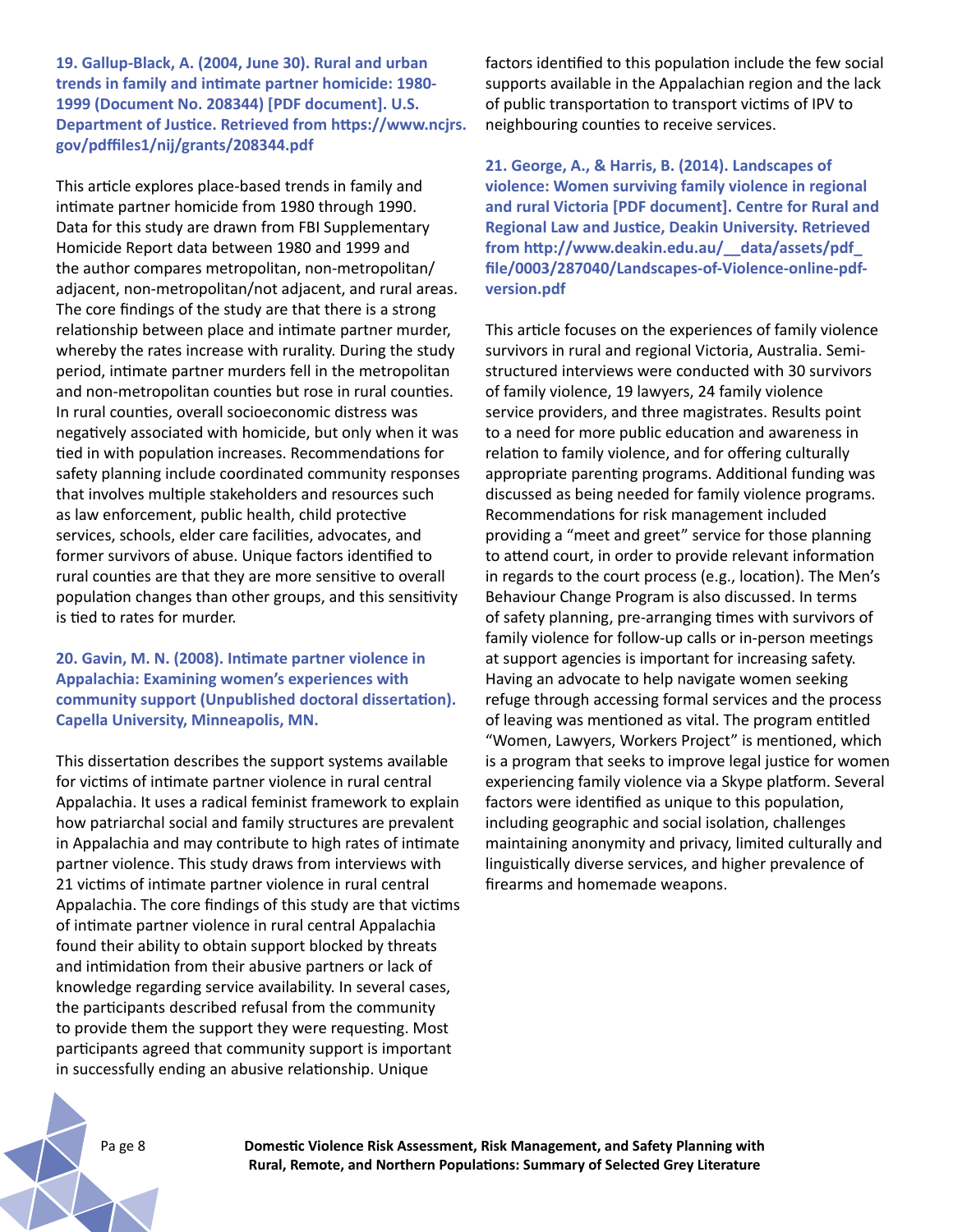**19. Gallup-Black, A. (2004, June 30). Rural and urban trends in family and intimate partner homicide: 1980-1999 (Document No. 208344) [PDF document]. U.S. Department of Justice. Retrieved from https://www.ncjrs.gov/pdffiles1/nij/grants/208344.pdf**

This article explores place-based trends in family and intimate partner homicide from 1980 through 1990. Data for this study are drawn from FBI Supplementary Homicide Report data between 1980 and 1999 and the author compares metropolitan, non-metropolitan/adjacent, non-metropolitan/not adjacent, and rural areas. The core findings of the study are that there is a strong relationship between place and intimate partner murder, whereby the rates increase with rurality. During the study period, intimate partner murders fell in the metropolitan and non-metropolitan counties but rose in rural counties. In rural counties, overall socioeconomic distress was negatively associated with homicide, but only when it was tied in with population increases. Recommendations for safety planning include coordinated community responses that involves multiple stakeholders and resources such as law enforcement, public health, child protective services, schools, elder care facilities, advocates, and former survivors of abuse. Unique factors identified to rural counties are that they are more sensitive to overall population changes than other groups, and this sensitivity is tied to rates for murder.

**20. Gavin, M. N. (2008). Intimate partner violence in Appalachia: Examining women's experiences with community support (Unpublished doctoral dissertation). Capella University, Minneapolis, MN.**

This dissertation describes the support systems available for victims of intimate partner violence in rural central Appalachia. It uses a radical feminist framework to explain how patriarchal social and family structures are prevalent in Appalachia and may contribute to high rates of intimate partner violence. This study draws from interviews with 21 victims of intimate partner violence in rural central Appalachia. The core findings of this study are that victims of intimate partner violence in rural central Appalachia found their ability to obtain support blocked by threats and intimidation from their abusive partners or lack of knowledge regarding service availability. In several cases, the participants described refusal from the community to provide them the support they were requesting. Most participants agreed that community support is important in successfully ending an abusive relationship. Unique factors identified to this population include the few social supports available in the Appalachian region and the lack of public transportation to transport victims of IPV to neighbouring counties to receive services.

**21. George, A., & Harris, B. (2014). Landscapes of violence: Women surviving family violence in regional and rural Victoria [PDF document]. Centre for Rural and Regional Law and Justice, Deakin University. Retrieved from http://www.deakin.edu.au/__data/assets/pdf_file/0003/287040/Landscapes-of-Violence-online-pdf-version.pdf**

This article focuses on the experiences of family violence survivors in rural and regional Victoria, Australia. Semi-structured interviews were conducted with 30 survivors of family violence, 19 lawyers, 24 family violence service providers, and three magistrates. Results point to a need for more public education and awareness in relation to family violence, and for offering culturally appropriate parenting programs. Additional funding was discussed as being needed for family violence programs. Recommendations for risk management included providing a "meet and greet" service for those planning to attend court, in order to provide relevant information in regards to the court process (e.g., location). The Men's Behaviour Change Program is also discussed. In terms of safety planning, pre-arranging times with survivors of family violence for follow-up calls or in-person meetings at support agencies is important for increasing safety. Having an advocate to help navigate women seeking refuge through accessing formal services and the process of leaving was mentioned as vital. The program entitled "Women, Lawyers, Workers Project" is mentioned, which is a program that seeks to improve legal justice for women experiencing family violence via a Skype platform. Several factors were identified as unique to this population, including geographic and social isolation, challenges maintaining anonymity and privacy, limited culturally and linguistically diverse services, and higher prevalence of firearms and homemade weapons.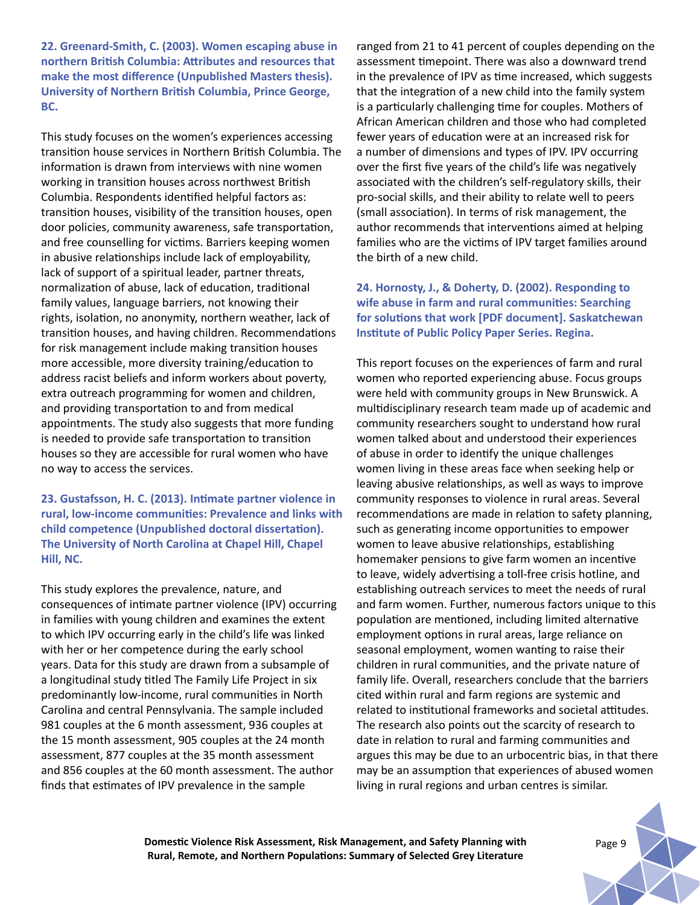**22. Greenard-Smith, C. (2003). Women escaping abuse in northern British Columbia: Attributes and resources that make the most difference (Unpublished Masters thesis). University of Northern British Columbia, Prince George, BC.**

This study focuses on the women's experiences accessing transition house services in Northern British Columbia. The information is drawn from interviews with nine women working in transition houses across northwest British Columbia. Respondents identified helpful factors as: transition houses, visibility of the transition houses, open door policies, community awareness, safe transportation, and free counselling for victims. Barriers keeping women in abusive relationships include lack of employability, lack of support of a spiritual leader, partner threats, normalization of abuse, lack of education, traditional family values, language barriers, not knowing their rights, isolation, no anonymity, northern weather, lack of transition houses, and having children. Recommendations for risk management include making transition houses more accessible, more diversity training/education to address racist beliefs and inform workers about poverty, extra outreach programming for women and children, and providing transportation to and from medical appointments. The study also suggests that more funding is needed to provide safe transportation to transition houses so they are accessible for rural women who have no way to access the services.

**23. Gustafsson, H. C. (2013). Intimate partner violence in rural, low-income communities: Prevalence and links with child competence (Unpublished doctoral dissertation). The University of North Carolina at Chapel Hill, Chapel Hill, NC.**

This study explores the prevalence, nature, and consequences of intimate partner violence (IPV) occurring in families with young children and examines the extent to which IPV occurring early in the child's life was linked with her or her competence during the early school years. Data for this study are drawn from a subsample of a longitudinal study titled The Family Life Project in six predominantly low-income, rural communities in North Carolina and central Pennsylvania. The sample included 981 couples at the 6 month assessment, 936 couples at the 15 month assessment, 905 couples at the 24 month assessment, 877 couples at the 35 month assessment and 856 couples at the 60 month assessment. The author finds that estimates of IPV prevalence in the sample ranged from 21 to 41 percent of couples depending on the assessment timepoint. There was also a downward trend in the prevalence of IPV as time increased, which suggests that the integration of a new child into the family system is a particularly challenging time for couples. Mothers of African American children and those who had completed fewer years of education were at an increased risk for a number of dimensions and types of IPV. IPV occurring over the first five years of the child's life was negatively associated with the children's self-regulatory skills, their pro-social skills, and their ability to relate well to peers (small association). In terms of risk management, the author recommends that interventions aimed at helping families who are the victims of IPV target families around the birth of a new child.

**24. Hornosty, J., & Doherty, D. (2002). Responding to wife abuse in farm and rural communities: Searching for solutions that work [PDF document]. Saskatchewan Institute of Public Policy Paper Series. Regina.**

This report focuses on the experiences of farm and rural women who reported experiencing abuse. Focus groups were held with community groups in New Brunswick. A multidisciplinary research team made up of academic and community researchers sought to understand how rural women talked about and understood their experiences of abuse in order to identify the unique challenges women living in these areas face when seeking help or leaving abusive relationships, as well as ways to improve community responses to violence in rural areas. Several recommendations are made in relation to safety planning, such as generating income opportunities to empower women to leave abusive relationships, establishing homemaker pensions to give farm women an incentive to leave, widely advertising a toll-free crisis hotline, and establishing outreach services to meet the needs of rural and farm women. Further, numerous factors unique to this population are mentioned, including limited alternative employment options in rural areas, large reliance on seasonal employment, women wanting to raise their children in rural communities, and the private nature of family life. Overall, researchers conclude that the barriers cited within rural and farm regions are systemic and related to institutional frameworks and societal attitudes. The research also points out the scarcity of research to date in relation to rural and farming communities and argues this may be due to an urbocentric bias, in that there may be an assumption that experiences of abused women living in rural regions and urban centres is similar.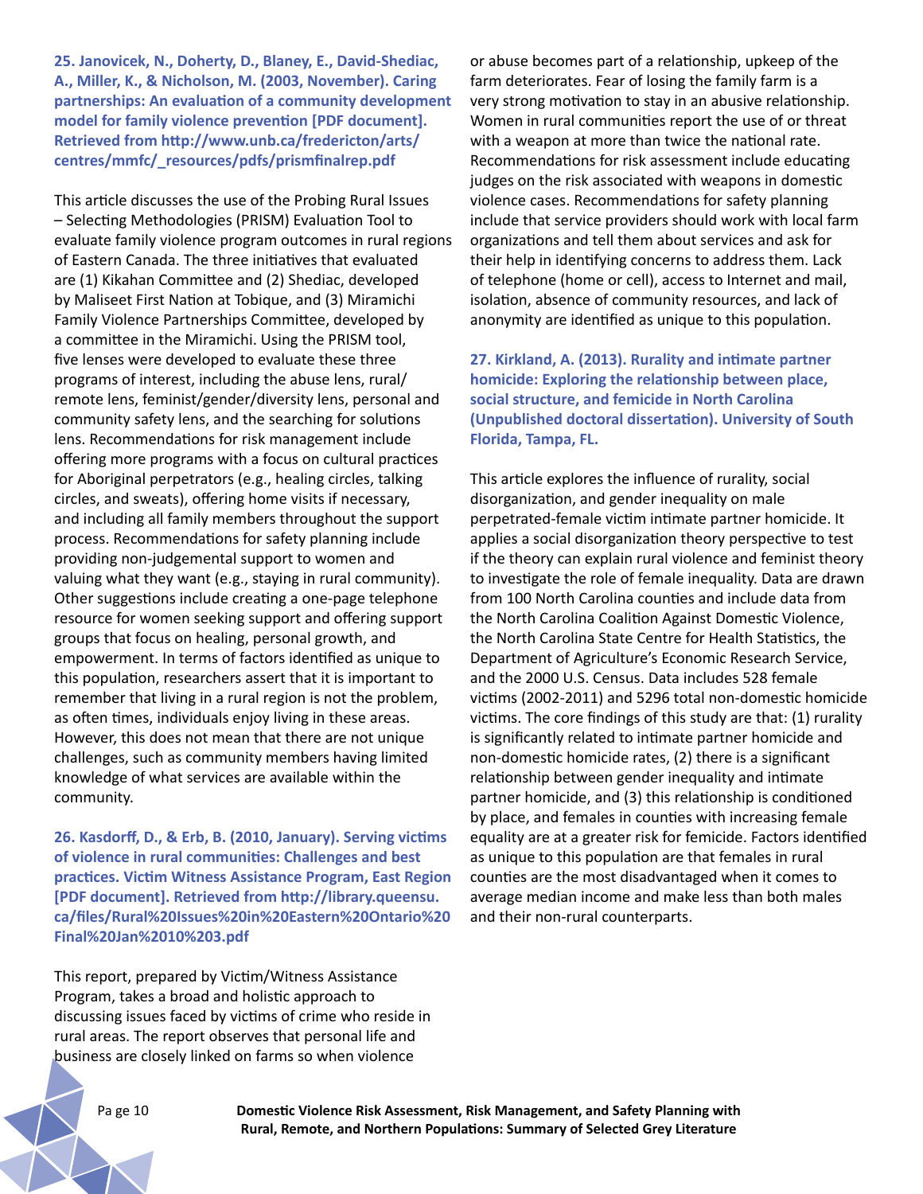**25. Janovicek, N., Doherty, D., Blaney, E., David-Shediac, A., Miller, K., & Nicholson, M. (2003, November). Caring partnerships: An evaluation of a community development model for family violence prevention [PDF document]. Retrieved from http://www.unb.ca/fredericton/arts/centres/mmfc/_resources/pdfs/prismfinalrep.pdf**

This article discusses the use of the Probing Rural Issues – Selecting Methodologies (PRISM) Evaluation Tool to evaluate family violence program outcomes in rural regions of Eastern Canada. The three initiatives that evaluated are (1) Kikahan Committee and (2) Shediac, developed by Maliseet First Nation at Tobique, and (3) Miramichi Family Violence Partnerships Committee, developed by a committee in the Miramichi. Using the PRISM tool, five lenses were developed to evaluate these three programs of interest, including the abuse lens, rural/remote lens, feminist/gender/diversity lens, personal and community safety lens, and the searching for solutions lens. Recommendations for risk management include offering more programs with a focus on cultural practices for Aboriginal perpetrators (e.g., healing circles, talking circles, and sweats), offering home visits if necessary, and including all family members throughout the support process. Recommendations for safety planning include providing non-judgemental support to women and valuing what they want (e.g., staying in rural community). Other suggestions include creating a one-page telephone resource for women seeking support and offering support groups that focus on healing, personal growth, and empowerment. In terms of factors identified as unique to this population, researchers assert that it is important to remember that living in a rural region is not the problem, as often times, individuals enjoy living in these areas. However, this does not mean that there are not unique challenges, such as community members having limited knowledge of what services are available within the community.

**26. Kasdorff, D., & Erb, B. (2010, January). Serving victims of violence in rural communities: Challenges and best practices. Victim Witness Assistance Program, East Region [PDF document]. Retrieved from http://library.queensu.ca/files/Rural%20Issues%20in%20Eastern%20Ontario%20Final%20Jan%2010%203.pdf**

This report, prepared by Victim/Witness Assistance Program, takes a broad and holistic approach to discussing issues faced by victims of crime who reside in rural areas. The report observes that personal life and business are closely linked on farms so when violence or abuse becomes part of a relationship, upkeep of the farm deteriorates. Fear of losing the family farm is a very strong motivation to stay in an abusive relationship. Women in rural communities report the use of or threat with a weapon at more than twice the national rate. Recommendations for risk assessment include educating judges on the risk associated with weapons in domestic violence cases. Recommendations for safety planning include that service providers should work with local farm organizations and tell them about services and ask for their help in identifying concerns to address them. Lack of telephone (home or cell), access to Internet and mail, isolation, absence of community resources, and lack of anonymity are identified as unique to this population.

**27. Kirkland, A. (2013). Rurality and intimate partner homicide: Exploring the relationship between place, social structure, and femicide in North Carolina (Unpublished doctoral dissertation). University of South Florida, Tampa, FL.**

This article explores the influence of rurality, social disorganization, and gender inequality on male perpetrated-female victim intimate partner homicide. It applies a social disorganization theory perspective to test if the theory can explain rural violence and feminist theory to investigate the role of female inequality. Data are drawn from 100 North Carolina counties and include data from the North Carolina Coalition Against Domestic Violence, the North Carolina State Centre for Health Statistics, the Department of Agriculture's Economic Research Service, and the 2000 U.S. Census. Data includes 528 female victims (2002-2011) and 5296 total non-domestic homicide victims. The core findings of this study are that: (1) rurality is significantly related to intimate partner homicide and non-domestic homicide rates, (2) there is a significant relationship between gender inequality and intimate partner homicide, and (3) this relationship is conditioned by place, and females in counties with increasing female equality are at a greater risk for femicide. Factors identified as unique to this population are that females in rural counties are the most disadvantaged when it comes to average median income and make less than both males and their non-rural counterparts.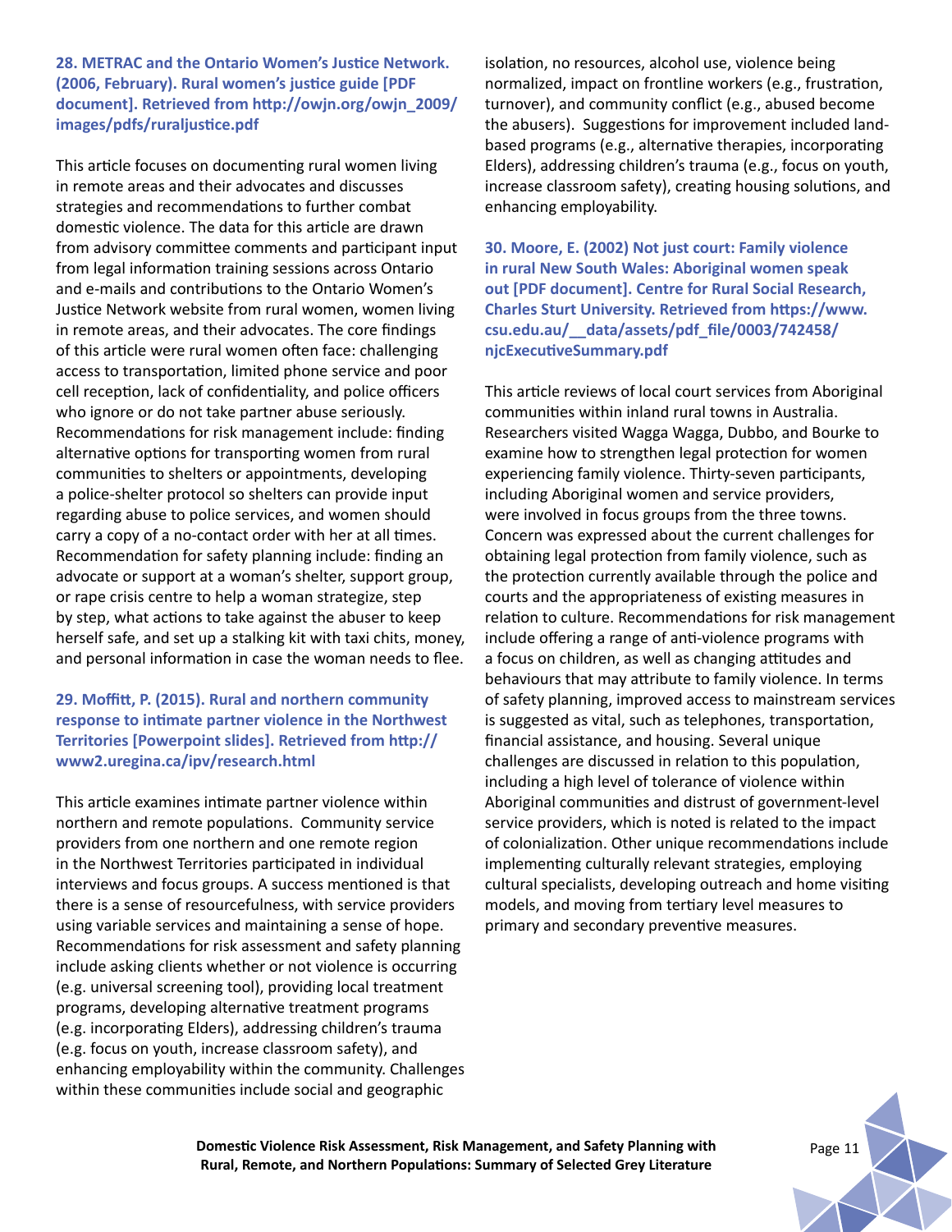**28. METRAC and the Ontario Women's Justice Network. (2006, February). Rural women's justice guide [PDF document]. Retrieved from http://owjn.org/owjn_2009/images/pdfs/ruraljustice.pdf**

This article focuses on documenting rural women living in remote areas and their advocates and discusses strategies and recommendations to further combat domestic violence. The data for this article are drawn from advisory committee comments and participant input from legal information training sessions across Ontario and e-mails and contributions to the Ontario Women's Justice Network website from rural women, women living in remote areas, and their advocates. The core findings of this article were rural women often face: challenging access to transportation, limited phone service and poor cell reception, lack of confidentiality, and police officers who ignore or do not take partner abuse seriously. Recommendations for risk management include: finding alternative options for transporting women from rural communities to shelters or appointments, developing a police-shelter protocol so shelters can provide input regarding abuse to police services, and women should carry a copy of a no-contact order with her at all times. Recommendation for safety planning include: finding an advocate or support at a woman's shelter, support group, or rape crisis centre to help a woman strategize, step by step, what actions to take against the abuser to keep herself safe, and set up a stalking kit with taxi chits, money, and personal information in case the woman needs to flee.

**29. Moffitt, P. (2015). Rural and northern community response to intimate partner violence in the Northwest Territories [Powerpoint slides]. Retrieved from http://www2.uregina.ca/ipv/research.html**

This article examines intimate partner violence within northern and remote populations. Community service providers from one northern and one remote region in the Northwest Territories participated in individual interviews and focus groups. A success mentioned is that there is a sense of resourcefulness, with service providers using variable services and maintaining a sense of hope. Recommendations for risk assessment and safety planning include asking clients whether or not violence is occurring (e.g. universal screening tool), providing local treatment programs, developing alternative treatment programs (e.g. incorporating Elders), addressing children's trauma (e.g. focus on youth, increase classroom safety), and enhancing employability within the community. Challenges within these communities include social and geographic isolation, no resources, alcohol use, violence being normalized, impact on frontline workers (e.g., frustration, turnover), and community conflict (e.g., abused become the abusers). Suggestions for improvement included land-based programs (e.g., alternative therapies, incorporating Elders), addressing children's trauma (e.g., focus on youth, increase classroom safety), creating housing solutions, and enhancing employability.

**30. Moore, E. (2002) Not just court: Family violence in rural New South Wales: Aboriginal women speak out [PDF document]. Centre for Rural Social Research, Charles Sturt University. Retrieved from https://www.csu.edu.au/__data/assets/pdf_file/0003/742458/njcExecutiveSummary.pdf**

This article reviews of local court services from Aboriginal communities within inland rural towns in Australia. Researchers visited Wagga Wagga, Dubbo, and Bourke to examine how to strengthen legal protection for women experiencing family violence. Thirty-seven participants, including Aboriginal women and service providers, were involved in focus groups from the three towns. Concern was expressed about the current challenges for obtaining legal protection from family violence, such as the protection currently available through the police and courts and the appropriateness of existing measures in relation to culture. Recommendations for risk management include offering a range of anti-violence programs with a focus on children, as well as changing attitudes and behaviours that may attribute to family violence. In terms of safety planning, improved access to mainstream services is suggested as vital, such as telephones, transportation, financial assistance, and housing. Several unique challenges are discussed in relation to this population, including a high level of tolerance of violence within Aboriginal communities and distrust of government-level service providers, which is noted is related to the impact of colonialization. Other unique recommendations include implementing culturally relevant strategies, employing cultural specialists, developing outreach and home visiting models, and moving from tertiary level measures to primary and secondary preventive measures.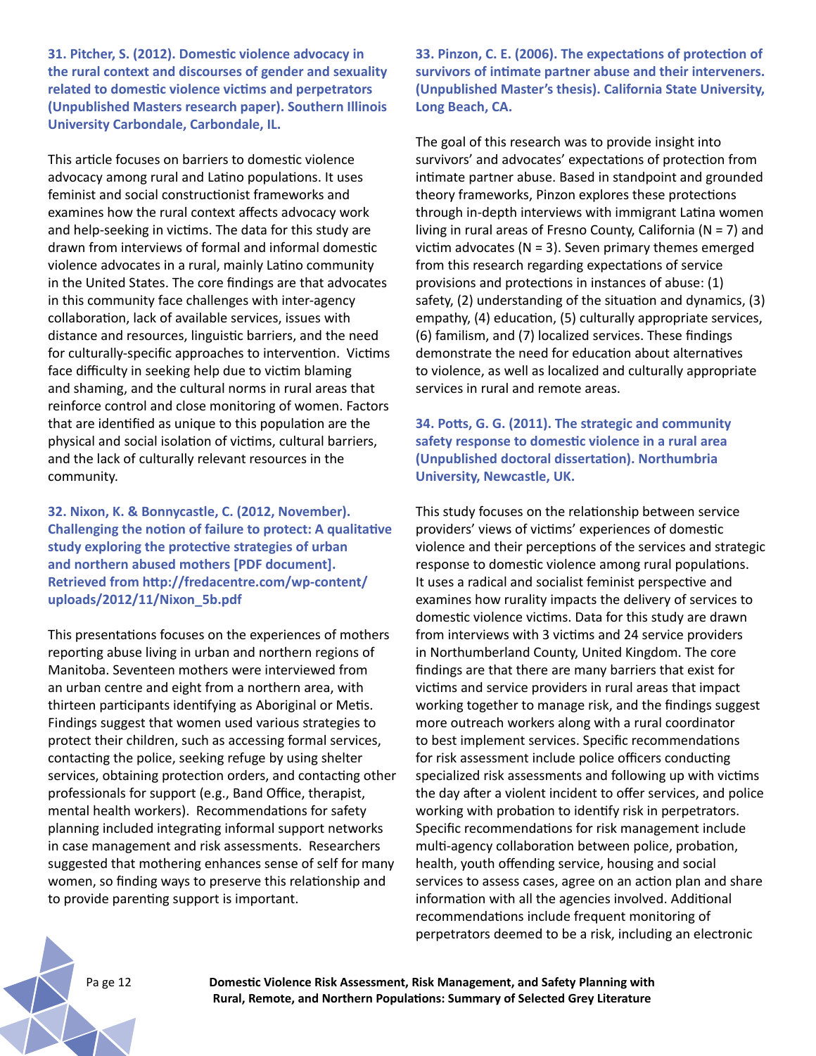**31. Pitcher, S. (2012). Domestic violence advocacy in the rural context and discourses of gender and sexuality related to domestic violence victims and perpetrators (Unpublished Masters research paper). Southern Illinois University Carbondale, Carbondale, IL.**

This article focuses on barriers to domestic violence advocacy among rural and Latino populations. It uses feminist and social constructionist frameworks and examines how the rural context affects advocacy work and help-seeking in victims. The data for this study are drawn from interviews of formal and informal domestic violence advocates in a rural, mainly Latino community in the United States. The core findings are that advocates in this community face challenges with inter-agency collaboration, lack of available services, issues with distance and resources, linguistic barriers, and the need for culturally-specific approaches to intervention. Victims face difficulty in seeking help due to victim blaming and shaming, and the cultural norms in rural areas that reinforce control and close monitoring of women. Factors that are identified as unique to this population are the physical and social isolation of victims, cultural barriers, and the lack of culturally relevant resources in the community.

**32. Nixon, K. & Bonnycastle, C. (2012, November). Challenging the notion of failure to protect: A qualitative study exploring the protective strategies of urban and northern abused mothers [PDF document]. Retrieved from http://fredacentre.com/wp-content/uploads/2012/11/Nixon_5b.pdf**

This presentations focuses on the experiences of mothers reporting abuse living in urban and northern regions of Manitoba. Seventeen mothers were interviewed from an urban centre and eight from a northern area, with thirteen participants identifying as Aboriginal or Metis. Findings suggest that women used various strategies to protect their children, such as accessing formal services, contacting the police, seeking refuge by using shelter services, obtaining protection orders, and contacting other professionals for support (e.g., Band Office, therapist, mental health workers). Recommendations for safety planning included integrating informal support networks in case management and risk assessments. Researchers suggested that mothering enhances sense of self for many women, so finding ways to preserve this relationship and to provide parenting support is important.

**33. Pinzon, C. E. (2006). The expectations of protection of survivors of intimate partner abuse and their interveners. (Unpublished Master's thesis). California State University, Long Beach, CA.**

The goal of this research was to provide insight into survivors' and advocates' expectations of protection from intimate partner abuse. Based in standpoint and grounded theory frameworks, Pinzon explores these protections through in-depth interviews with immigrant Latina women living in rural areas of Fresno County, California (N = 7) and victim advocates (N = 3). Seven primary themes emerged from this research regarding expectations of service provisions and protections in instances of abuse: (1) safety, (2) understanding of the situation and dynamics, (3) empathy, (4) education, (5) culturally appropriate services, (6) familism, and (7) localized services. These findings demonstrate the need for education about alternatives to violence, as well as localized and culturally appropriate services in rural and remote areas.

**34. Potts, G. G. (2011). The strategic and community safety response to domestic violence in a rural area (Unpublished doctoral dissertation). Northumbria University, Newcastle, UK.**

This study focuses on the relationship between service providers' views of victims' experiences of domestic violence and their perceptions of the services and strategic response to domestic violence among rural populations. It uses a radical and socialist feminist perspective and examines how rurality impacts the delivery of services to domestic violence victims. Data for this study are drawn from interviews with 3 victims and 24 service providers in Northumberland County, United Kingdom. The core findings are that there are many barriers that exist for victims and service providers in rural areas that impact working together to manage risk, and the findings suggest more outreach workers along with a rural coordinator to best implement services. Specific recommendations for risk assessment include police officers conducting specialized risk assessments and following up with victims the day after a violent incident to offer services, and police working with probation to identify risk in perpetrators. Specific recommendations for risk management include multi-agency collaboration between police, probation, health, youth offending service, housing and social services to assess cases, agree on an action plan and share information with all the agencies involved. Additional recommendations include frequent monitoring of perpetrators deemed to be a risk, including an electronic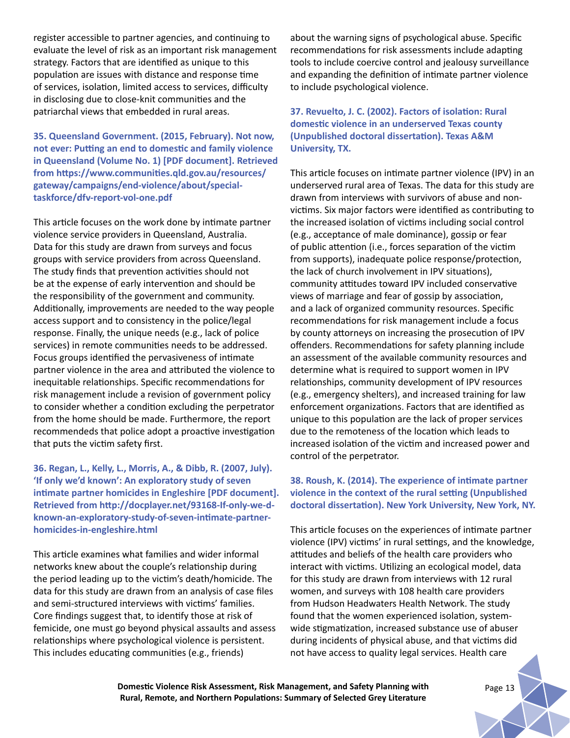register accessible to partner agencies, and continuing to evaluate the level of risk as an important risk management strategy. Factors that are identified as unique to this population are issues with distance and response time of services, isolation, limited access to services, difficulty in disclosing due to close-knit communities and the patriarchal views that embedded in rural areas.

**35. Queensland Government. (2015, February). Not now, not ever: Putting an end to domestic and family violence in Queensland (Volume No. 1) [PDF document]. Retrieved from https://www.communities.qld.gov.au/resources/gateway/campaigns/end-violence/about/special-taskforce/dfv-report-vol-one.pdf**

This article focuses on the work done by intimate partner violence service providers in Queensland, Australia. Data for this study are drawn from surveys and focus groups with service providers from across Queensland. The study finds that prevention activities should not be at the expense of early intervention and should be the responsibility of the government and community. Additionally, improvements are needed to the way people access support and to consistency in the police/legal response. Finally, the unique needs (e.g., lack of police services) in remote communities needs to be addressed. Focus groups identified the pervasiveness of intimate partner violence in the area and attributed the violence to inequitable relationships. Specific recommendations for risk management include a revision of government policy to consider whether a condition excluding the perpetrator from the home should be made. Furthermore, the report recommendeds that police adopt a proactive investigation that puts the victim safety first.

**36. Regan, L., Kelly, L., Morris, A., & Dibb, R. (2007, July). 'If only we'd known': An exploratory study of seven intimate partner homicides in Engleshire [PDF document]. Retrieved from http://docplayer.net/93168-If-only-we-d-known-an-exploratory-study-of-seven-intimate-partner-homicides-in-engleshire.html**

This article examines what families and wider informal networks knew about the couple's relationship during the period leading up to the victim's death/homicide. The data for this study are drawn from an analysis of case files and semi-structured interviews with victims' families. Core findings suggest that, to identify those at risk of femicide, one must go beyond physical assaults and assess relationships where psychological violence is persistent. This includes educating communities (e.g., friends) about the warning signs of psychological abuse. Specific recommendations for risk assessments include adapting tools to include coercive control and jealousy surveillance and expanding the definition of intimate partner violence to include psychological violence.

**37. Revuelto, J. C. (2002). Factors of isolation: Rural domestic violence in an underserved Texas county (Unpublished doctoral dissertation). Texas A&M University, TX.**

This article focuses on intimate partner violence (IPV) in an underserved rural area of Texas. The data for this study are drawn from interviews with survivors of abuse and non-victims. Six major factors were identified as contributing to the increased isolation of victims including social control (e.g., acceptance of male dominance), gossip or fear of public attention (i.e., forces separation of the victim from supports), inadequate police response/protection, the lack of church involvement in IPV situations), community attitudes toward IPV included conservative views of marriage and fear of gossip by association, and a lack of organized community resources. Specific recommendations for risk management include a focus by county attorneys on increasing the prosecution of IPV offenders. Recommendations for safety planning include an assessment of the available community resources and determine what is required to support women in IPV relationships, community development of IPV resources (e.g., emergency shelters), and increased training for law enforcement organizations. Factors that are identified as unique to this population are the lack of proper services due to the remoteness of the location which leads to increased isolation of the victim and increased power and control of the perpetrator.

**38. Roush, K. (2014). The experience of intimate partner violence in the context of the rural setting (Unpublished doctoral dissertation). New York University, New York, NY.**

This article focuses on the experiences of intimate partner violence (IPV) victims' in rural settings, and the knowledge, attitudes and beliefs of the health care providers who interact with victims. Utilizing an ecological model, data for this study are drawn from interviews with 12 rural women, and surveys with 108 health care providers from Hudson Headwaters Health Network. The study found that the women experienced isolation, system-wide stigmatization, increased substance use of abuser during incidents of physical abuse, and that victims did not have access to quality legal services. Health care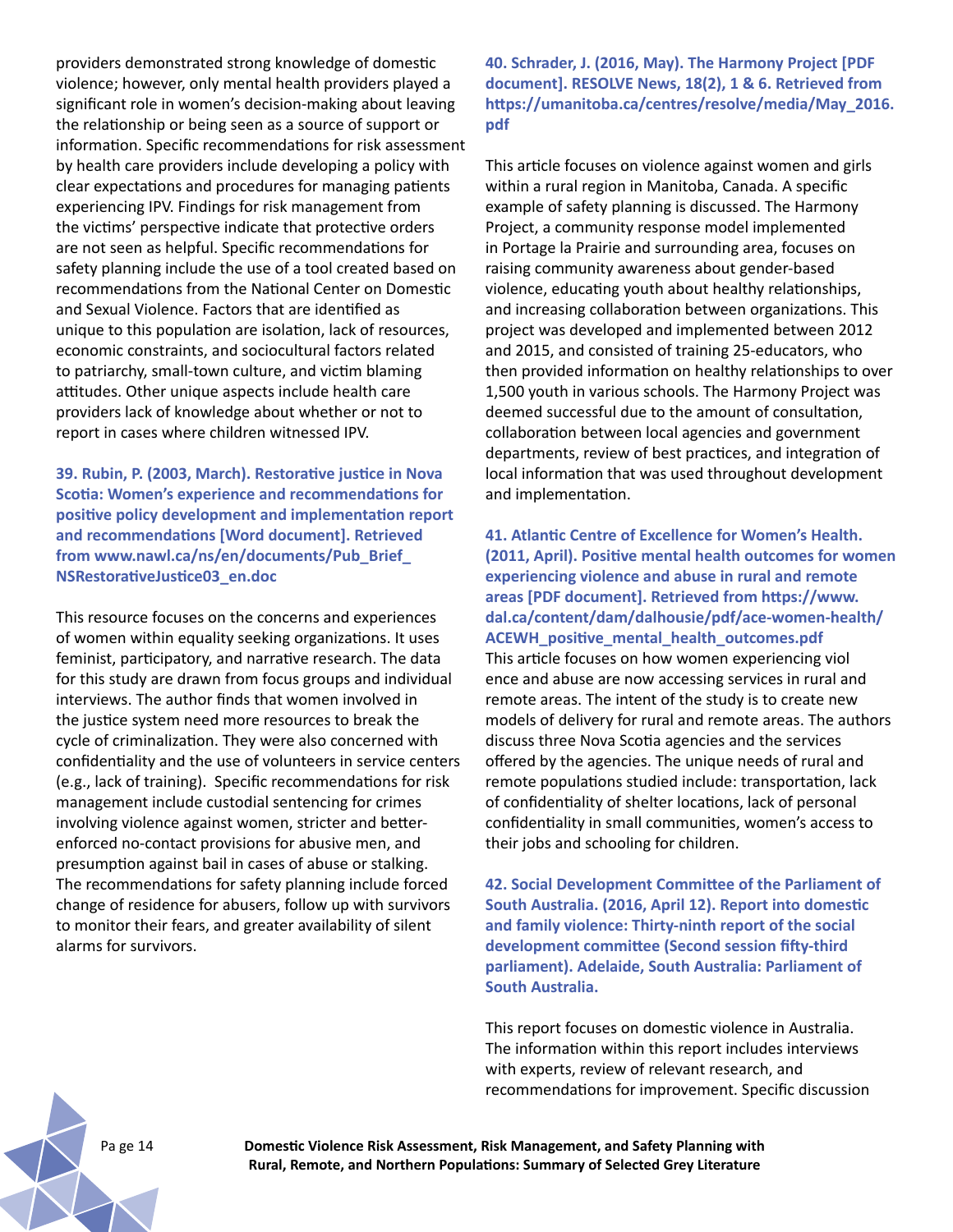providers demonstrated strong knowledge of domestic violence; however, only mental health providers played a significant role in women's decision-making about leaving the relationship or being seen as a source of support or information. Specific recommendations for risk assessment by health care providers include developing a policy with clear expectations and procedures for managing patients experiencing IPV. Findings for risk management from the victims' perspective indicate that protective orders are not seen as helpful. Specific recommendations for safety planning include the use of a tool created based on recommendations from the National Center on Domestic and Sexual Violence. Factors that are identified as unique to this population are isolation, lack of resources, economic constraints, and sociocultural factors related to patriarchy, small-town culture, and victim blaming attitudes. Other unique aspects include health care providers lack of knowledge about whether or not to report in cases where children witnessed IPV.

**39. Rubin, P. (2003, March). Restorative justice in Nova Scotia: Women's experience and recommendations for positive policy development and implementation report and recommendations [Word document]. Retrieved from www.nawl.ca/ns/en/documents/Pub_Brief_NSRestorativeJustice03_en.doc**

This resource focuses on the concerns and experiences of women within equality seeking organizations. It uses feminist, participatory, and narrative research. The data for this study are drawn from focus groups and individual interviews. The author finds that women involved in the justice system need more resources to break the cycle of criminalization. They were also concerned with confidentiality and the use of volunteers in service centers (e.g., lack of training). Specific recommendations for risk management include custodial sentencing for crimes involving violence against women, stricter and better-enforced no-contact provisions for abusive men, and presumption against bail in cases of abuse or stalking. The recommendations for safety planning include forced change of residence for abusers, follow up with survivors to monitor their fears, and greater availability of silent alarms for survivors.

**40. Schrader, J. (2016, May). The Harmony Project [PDF document]. RESOLVE News, 18(2), 1 & 6. Retrieved from https://umanitoba.ca/centres/resolve/media/May_2016.pdf**

This article focuses on violence against women and girls within a rural region in Manitoba, Canada. A specific example of safety planning is discussed. The Harmony Project, a community response model implemented in Portage la Prairie and surrounding area, focuses on raising community awareness about gender-based violence, educating youth about healthy relationships, and increasing collaboration between organizations. This project was developed and implemented between 2012 and 2015, and consisted of training 25-educators, who then provided information on healthy relationships to over 1,500 youth in various schools. The Harmony Project was deemed successful due to the amount of consultation, collaboration between local agencies and government departments, review of best practices, and integration of local information that was used throughout development and implementation.

**41. Atlantic Centre of Excellence for Women's Health. (2011, April). Positive mental health outcomes for women experiencing violence and abuse in rural and remote areas [PDF document]. Retrieved from https://www.dal.ca/content/dam/dalhousie/pdf/ace-women-health/ACEWH_positive_mental_health_outcomes.pdf**

This article focuses on how women experiencing viol ence and abuse are now accessing services in rural and remote areas. The intent of the study is to create new models of delivery for rural and remote areas. The authors discuss three Nova Scotia agencies and the services offered by the agencies. The unique needs of rural and remote populations studied include: transportation, lack of confidentiality of shelter locations, lack of personal confidentiality in small communities, women's access to their jobs and schooling for children.

**42. Social Development Committee of the Parliament of South Australia. (2016, April 12). Report into domestic and family violence: Thirty-ninth report of the social development committee (Second session fifty-third parliament). Adelaide, South Australia: Parliament of South Australia.**

This report focuses on domestic violence in Australia. The information within this report includes interviews with experts, review of relevant research, and recommendations for improvement. Specific discussion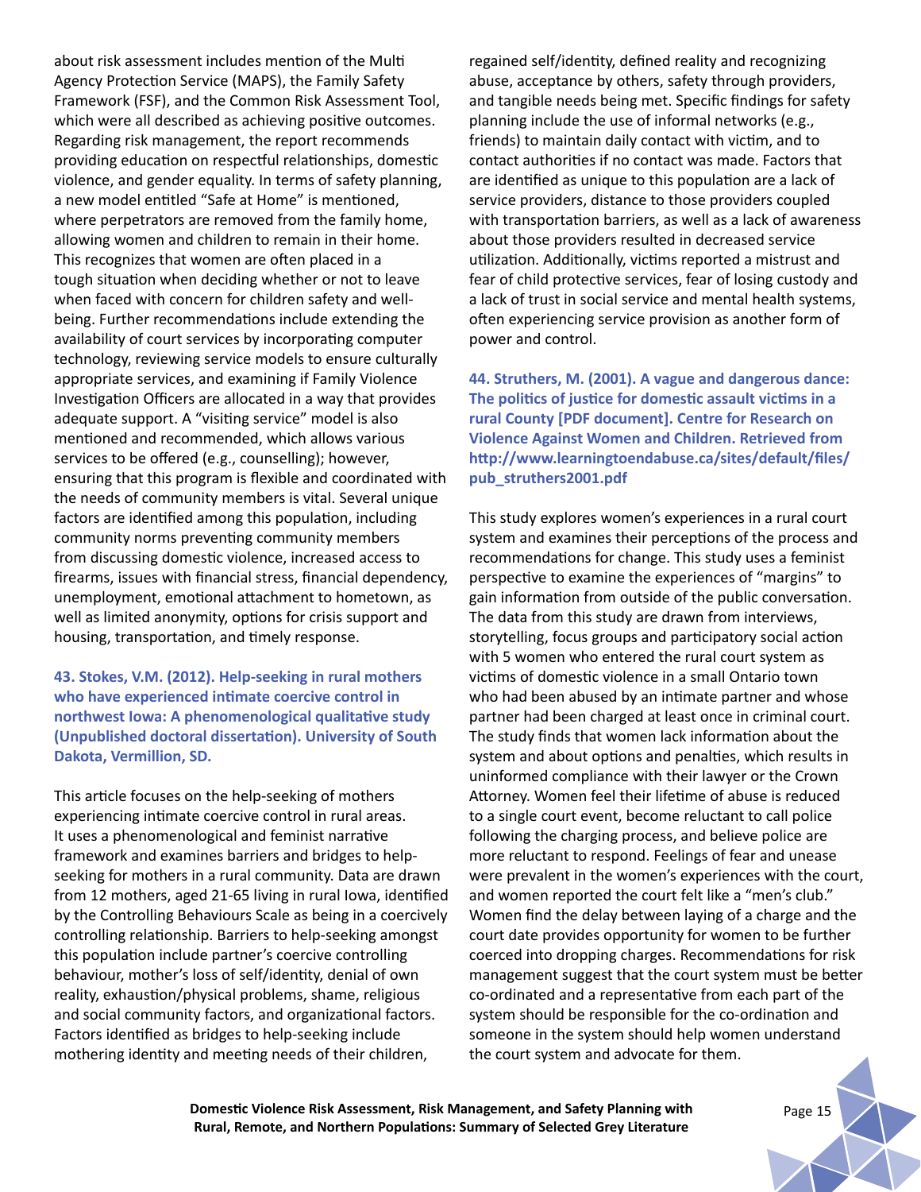about risk assessment includes mention of the Multi Agency Protection Service (MAPS), the Family Safety Framework (FSF), and the Common Risk Assessment Tool, which were all described as achieving positive outcomes. Regarding risk management, the report recommends providing education on respectful relationships, domestic violence, and gender equality. In terms of safety planning, a new model entitled "Safe at Home" is mentioned, where perpetrators are removed from the family home, allowing women and children to remain in their home. This recognizes that women are often placed in a tough situation when deciding whether or not to leave when faced with concern for children safety and well-being. Further recommendations include extending the availability of court services by incorporating computer technology, reviewing service models to ensure culturally appropriate services, and examining if Family Violence Investigation Officers are allocated in a way that provides adequate support. A "visiting service" model is also mentioned and recommended, which allows various services to be offered (e.g., counselling); however, ensuring that this program is flexible and coordinated with the needs of community members is vital. Several unique factors are identified among this population, including community norms preventing community members from discussing domestic violence, increased access to firearms, issues with financial stress, financial dependency, unemployment, emotional attachment to hometown, as well as limited anonymity, options for crisis support and housing, transportation, and timely response.

### 43. Stokes, V.M. (2012). Help-seeking in rural mothers who have experienced intimate coercive control in northwest Iowa: A phenomenological qualitative study (Unpublished doctoral dissertation). University of South Dakota, Vermillion, SD.

This article focuses on the help-seeking of mothers experiencing intimate coercive control in rural areas. It uses a phenomenological and feminist narrative framework and examines barriers and bridges to help-seeking for mothers in a rural community. Data are drawn from 12 mothers, aged 21-65 living in rural Iowa, identified by the Controlling Behaviours Scale as being in a coercively controlling relationship. Barriers to help-seeking amongst this population include partner's coercive controlling behaviour, mother's loss of self/identity, denial of own reality, exhaustion/physical problems, shame, religious and social community factors, and organizational factors. Factors identified as bridges to help-seeking include mothering identity and meeting needs of their children, regained self/identity, defined reality and recognizing abuse, acceptance by others, safety through providers, and tangible needs being met. Specific findings for safety planning include the use of informal networks (e.g., friends) to maintain daily contact with victim, and to contact authorities if no contact was made. Factors that are identified as unique to this population are a lack of service providers, distance to those providers coupled with transportation barriers, as well as a lack of awareness about those providers resulted in decreased service utilization. Additionally, victims reported a mistrust and fear of child protective services, fear of losing custody and a lack of trust in social service and mental health systems, often experiencing service provision as another form of power and control.

### 44. Struthers, M. (2001). A vague and dangerous dance: The politics of justice for domestic assault victims in a rural County [PDF document]. Centre for Research on Violence Against Women and Children. Retrieved from http://www.learningtoendabuse.ca/sites/default/files/pub_struthers2001.pdf

This study explores women's experiences in a rural court system and examines their perceptions of the process and recommendations for change. This study uses a feminist perspective to examine the experiences of "margins" to gain information from outside of the public conversation. The data from this study are drawn from interviews, storytelling, focus groups and participatory social action with 5 women who entered the rural court system as victims of domestic violence in a small Ontario town who had been abused by an intimate partner and whose partner had been charged at least once in criminal court. The study finds that women lack information about the system and about options and penalties, which results in uninformed compliance with their lawyer or the Crown Attorney. Women feel their lifetime of abuse is reduced to a single court event, become reluctant to call police following the charging process, and believe police are more reluctant to respond. Feelings of fear and unease were prevalent in the women's experiences with the court, and women reported the court felt like a "men's club." Women find the delay between laying of a charge and the court date provides opportunity for women to be further coerced into dropping charges. Recommendations for risk management suggest that the court system must be better co-ordinated and a representative from each part of the system should be responsible for the co-ordination and someone in the system should help women understand the court system and advocate for them.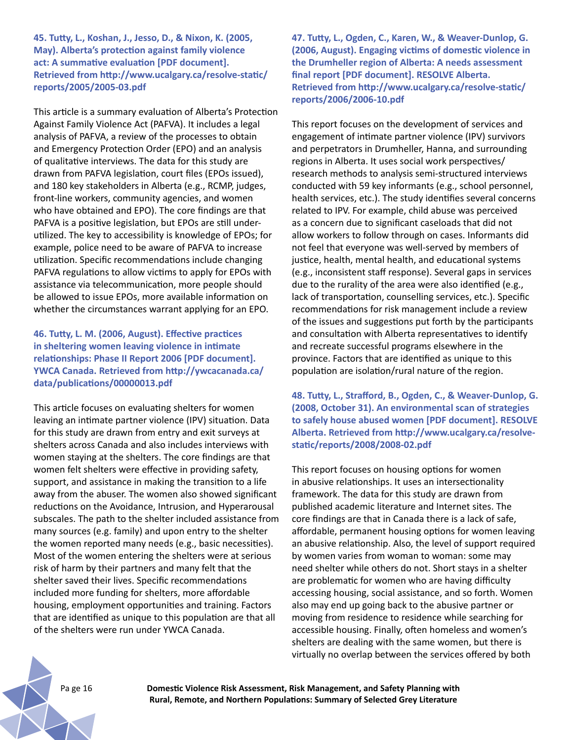**45. Tutty, L., Koshan, J., Jesso, D., & Nixon, K. (2005, May). Alberta's protection against family violence act: A summative evaluation [PDF document]. Retrieved from http://www.ucalgary.ca/resolve-static/reports/2005/2005-03.pdf**

This article is a summary evaluation of Alberta's Protection Against Family Violence Act (PAFVA). It includes a legal analysis of PAFVA, a review of the processes to obtain and Emergency Protection Order (EPO) and an analysis of qualitative interviews. The data for this study are drawn from PAFVA legislation, court files (EPOs issued), and 180 key stakeholders in Alberta (e.g., RCMP, judges, front-line workers, community agencies, and women who have obtained and EPO). The core findings are that PAFVA is a positive legislation, but EPOs are still under-utilized. The key to accessibility is knowledge of EPOs; for example, police need to be aware of PAFVA to increase utilization. Specific recommendations include changing PAFVA regulations to allow victims to apply for EPOs with assistance via telecommunication, more people should be allowed to issue EPOs, more available information on whether the circumstances warrant applying for an EPO.

**46. Tutty, L. M. (2006, August). Effective practices in sheltering women leaving violence in intimate relationships: Phase II Report 2006 [PDF document]. YWCA Canada. Retrieved from http://ywcacanada.ca/data/publications/00000013.pdf**

This article focuses on evaluating shelters for women leaving an intimate partner violence (IPV) situation. Data for this study are drawn from entry and exit surveys at shelters across Canada and also includes interviews with women staying at the shelters. The core findings are that women felt shelters were effective in providing safety, support, and assistance in making the transition to a life away from the abuser. The women also showed significant reductions on the Avoidance, Intrusion, and Hyperarousal subscales. The path to the shelter included assistance from many sources (e.g. family) and upon entry to the shelter the women reported many needs (e.g., basic necessities). Most of the women entering the shelters were at serious risk of harm by their partners and many felt that the shelter saved their lives. Specific recommendations included more funding for shelters, more affordable housing, employment opportunities and training. Factors that are identified as unique to this population are that all of the shelters were run under YWCA Canada.

**47. Tutty, L., Ogden, C., Karen, W., & Weaver-Dunlop, G. (2006, August). Engaging victims of domestic violence in the Drumheller region of Alberta: A needs assessment final report [PDF document]. RESOLVE Alberta. Retrieved from http://www.ucalgary.ca/resolve-static/reports/2006/2006-10.pdf**

This report focuses on the development of services and engagement of intimate partner violence (IPV) survivors and perpetrators in Drumheller, Hanna, and surrounding regions in Alberta. It uses social work perspectives/research methods to analysis semi-structured interviews conducted with 59 key informants (e.g., school personnel, health services, etc.). The study identifies several concerns related to IPV. For example, child abuse was perceived as a concern due to significant caseloads that did not allow workers to follow through on cases. Informants did not feel that everyone was well-served by members of justice, health, mental health, and educational systems (e.g., inconsistent staff response). Several gaps in services due to the rurality of the area were also identified (e.g., lack of transportation, counselling services, etc.). Specific recommendations for risk management include a review of the issues and suggestions put forth by the participants and consultation with Alberta representatives to identify and recreate successful programs elsewhere in the province. Factors that are identified as unique to this population are isolation/rural nature of the region.

**48. Tutty, L., Strafford, B., Ogden, C., & Weaver-Dunlop, G. (2008, October 31). An environmental scan of strategies to safely house abused women [PDF document]. RESOLVE Alberta. Retrieved from http://www.ucalgary.ca/resolve-static/reports/2008/2008-02.pdf**

This report focuses on housing options for women in abusive relationships. It uses an intersectionality framework. The data for this study are drawn from published academic literature and Internet sites. The core findings are that in Canada there is a lack of safe, affordable, permanent housing options for women leaving an abusive relationship. Also, the level of support required by women varies from woman to woman: some may need shelter while others do not. Short stays in a shelter are problematic for women who are having difficulty accessing housing, social assistance, and so forth. Women also may end up going back to the abusive partner or moving from residence to residence while searching for accessible housing. Finally, often homeless and women's shelters are dealing with the same women, but there is virtually no overlap between the services offered by both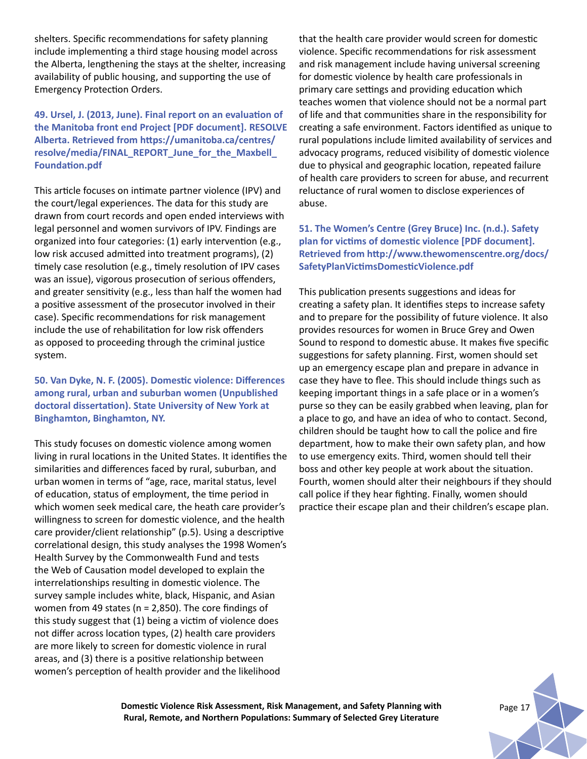shelters. Specific recommendations for safety planning include implementing a third stage housing model across the Alberta, lengthening the stays at the shelter, increasing availability of public housing, and supporting the use of Emergency Protection Orders.

**49. Ursel, J. (2013, June). Final report on an evaluation of the Manitoba front end Project [PDF document]. RESOLVE Alberta. Retrieved from https://umanitoba.ca/centres/resolve/media/FINAL_REPORT_June_for_the_Maxbell_Foundation.pdf**

This article focuses on intimate partner violence (IPV) and the court/legal experiences. The data for this study are drawn from court records and open ended interviews with legal personnel and women survivors of IPV. Findings are organized into four categories: (1) early intervention (e.g., low risk accused admitted into treatment programs), (2) timely case resolution (e.g., timely resolution of IPV cases was an issue), vigorous prosecution of serious offenders, and greater sensitivity (e.g., less than half the women had a positive assessment of the prosecutor involved in their case). Specific recommendations for risk management include the use of rehabilitation for low risk offenders as opposed to proceeding through the criminal justice system.

**50. Van Dyke, N. F. (2005). Domestic violence: Differences among rural, urban and suburban women (Unpublished doctoral dissertation). State University of New York at Binghamton, Binghamton, NY.**

This study focuses on domestic violence among women living in rural locations in the United States. It identifies the similarities and differences faced by rural, suburban, and urban women in terms of "age, race, marital status, level of education, status of employment, the time period in which women seek medical care, the heath care provider's willingness to screen for domestic violence, and the health care provider/client relationship" (p.5). Using a descriptive correlational design, this study analyses the 1998 Women's Health Survey by the Commonwealth Fund and tests the Web of Causation model developed to explain the interrelationships resulting in domestic violence. The survey sample includes white, black, Hispanic, and Asian women from 49 states (n = 2,850). The core findings of this study suggest that (1) being a victim of violence does not differ across location types, (2) health care providers are more likely to screen for domestic violence in rural areas, and (3) there is a positive relationship between women's perception of health provider and the likelihood that the health care provider would screen for domestic violence. Specific recommendations for risk assessment and risk management include having universal screening for domestic violence by health care professionals in primary care settings and providing education which teaches women that violence should not be a normal part of life and that communities share in the responsibility for creating a safe environment. Factors identified as unique to rural populations include limited availability of services and advocacy programs, reduced visibility of domestic violence due to physical and geographic location, repeated failure of health care providers to screen for abuse, and recurrent reluctance of rural women to disclose experiences of abuse.

**51. The Women's Centre (Grey Bruce) Inc. (n.d.). Safety plan for victims of domestic violence [PDF document]. Retrieved from http://www.thewomenscentre.org/docs/SafetyPlanVictimsDomesticViolence.pdf**

This publication presents suggestions and ideas for creating a safety plan. It identifies steps to increase safety and to prepare for the possibility of future violence. It also provides resources for women in Bruce Grey and Owen Sound to respond to domestic abuse. It makes five specific suggestions for safety planning. First, women should set up an emergency escape plan and prepare in advance in case they have to flee. This should include things such as keeping important things in a safe place or in a women's purse so they can be easily grabbed when leaving, plan for a place to go, and have an idea of who to contact. Second, children should be taught how to call the police and fire department, how to make their own safety plan, and how to use emergency exits. Third, women should tell their boss and other key people at work about the situation. Fourth, women should alter their neighbours if they should call police if they hear fighting. Finally, women should practice their escape plan and their children's escape plan.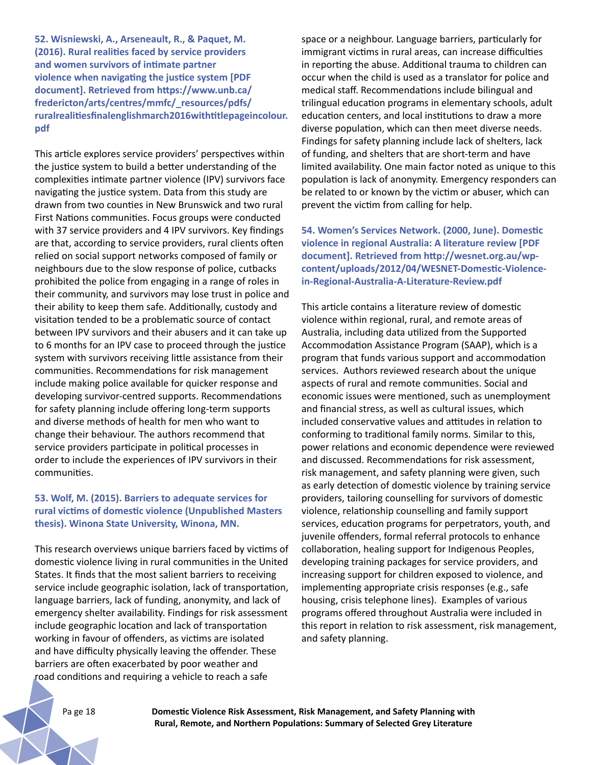**52. Wisniewski, A., Arseneault, R., & Paquet, M. (2016). Rural realities faced by service providers and women survivors of intimate partner violence when navigating the justice system [PDF document]. Retrieved from https://www.unb.ca/fredericton/arts/centres/mmfc/_resources/pdfs/ruralrealitiesfinalenglishmarch2016withtitlepageincolour.pdf**

This article explores service providers' perspectives within the justice system to build a better understanding of the complexities intimate partner violence (IPV) survivors face navigating the justice system. Data from this study are drawn from two counties in New Brunswick and two rural First Nations communities. Focus groups were conducted with 37 service providers and 4 IPV survivors. Key findings are that, according to service providers, rural clients often relied on social support networks composed of family or neighbours due to the slow response of police, cutbacks prohibited the police from engaging in a range of roles in their community, and survivors may lose trust in police and their ability to keep them safe. Additionally, custody and visitation tended to be a problematic source of contact between IPV survivors and their abusers and it can take up to 6 months for an IPV case to proceed through the justice system with survivors receiving little assistance from their communities. Recommendations for risk management include making police available for quicker response and developing survivor-centred supports. Recommendations for safety planning include offering long-term supports and diverse methods of health for men who want to change their behaviour. The authors recommend that service providers participate in political processes in order to include the experiences of IPV survivors in their communities.

**53. Wolf, M. (2015). Barriers to adequate services for rural victims of domestic violence (Unpublished Masters thesis). Winona State University, Winona, MN.**

This research overviews unique barriers faced by victims of domestic violence living in rural communities in the United States. It finds that the most salient barriers to receiving service include geographic isolation, lack of transportation, language barriers, lack of funding, anonymity, and lack of emergency shelter availability. Findings for risk assessment include geographic location and lack of transportation working in favour of offenders, as victims are isolated and have difficulty physically leaving the offender. These barriers are often exacerbated by poor weather and road conditions and requiring a vehicle to reach a safe space or a neighbour. Language barriers, particularly for immigrant victims in rural areas, can increase difficulties in reporting the abuse. Additional trauma to children can occur when the child is used as a translator for police and medical staff. Recommendations include bilingual and trilingual education programs in elementary schools, adult education centers, and local institutions to draw a more diverse population, which can then meet diverse needs. Findings for safety planning include lack of shelters, lack of funding, and shelters that are short-term and have limited availability. One main factor noted as unique to this population is lack of anonymity. Emergency responders can be related to or known by the victim or abuser, which can prevent the victim from calling for help.

**54. Women's Services Network. (2000, June). Domestic violence in regional Australia: A literature review [PDF document]. Retrieved from http://wesnet.org.au/wp-content/uploads/2012/04/WESNET-Domestic-Violence-in-Regional-Australia-A-Literature-Review.pdf**

This article contains a literature review of domestic violence within regional, rural, and remote areas of Australia, including data utilized from the Supported Accommodation Assistance Program (SAAP), which is a program that funds various support and accommodation services. Authors reviewed research about the unique aspects of rural and remote communities. Social and economic issues were mentioned, such as unemployment and financial stress, as well as cultural issues, which included conservative values and attitudes in relation to conforming to traditional family norms. Similar to this, power relations and economic dependence were reviewed and discussed. Recommendations for risk assessment, risk management, and safety planning were given, such as early detection of domestic violence by training service providers, tailoring counselling for survivors of domestic violence, relationship counselling and family support services, education programs for perpetrators, youth, and juvenile offenders, formal referral protocols to enhance collaboration, healing support for Indigenous Peoples, developing training packages for service providers, and increasing support for children exposed to violence, and implementing appropriate crisis responses (e.g., safe housing, crisis telephone lines). Examples of various programs offered throughout Australia were included in this report in relation to risk assessment, risk management, and safety planning.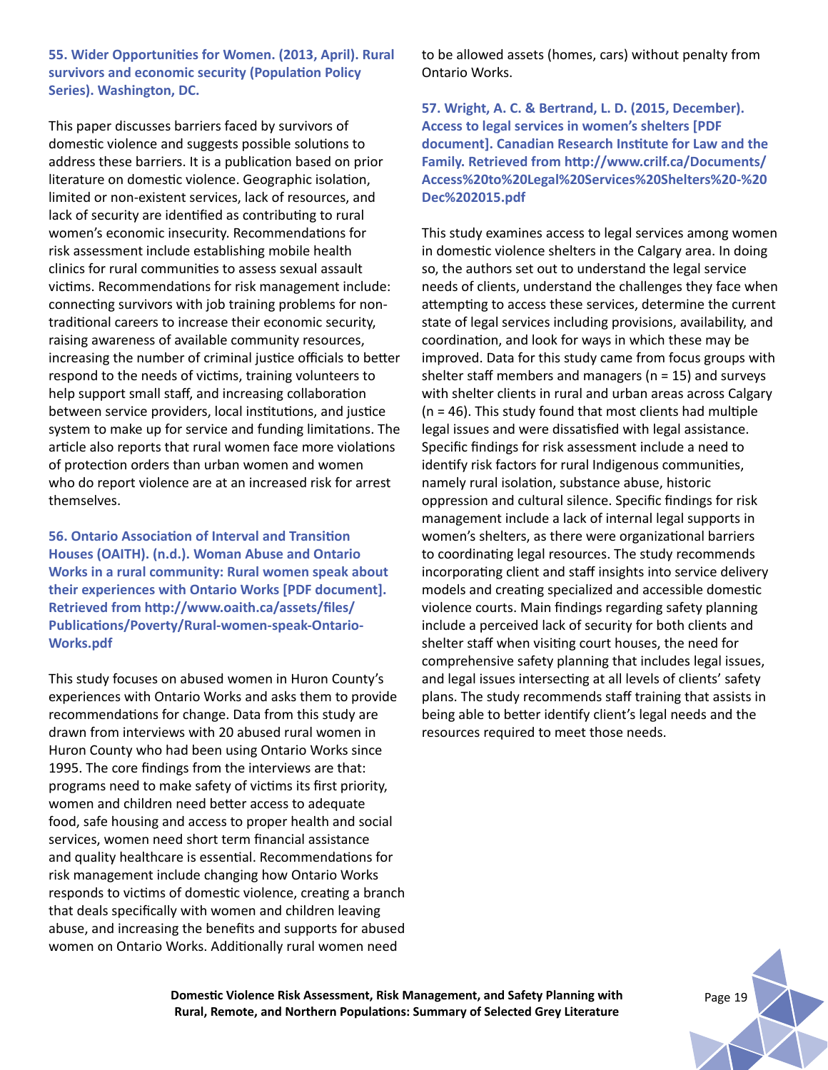**55. Wider Opportunities for Women. (2013, April). Rural survivors and economic security (Population Policy Series). Washington, DC.**

This paper discusses barriers faced by survivors of domestic violence and suggests possible solutions to address these barriers. It is a publication based on prior literature on domestic violence. Geographic isolation, limited or non-existent services, lack of resources, and lack of security are identified as contributing to rural women's economic insecurity. Recommendations for risk assessment include establishing mobile health clinics for rural communities to assess sexual assault victims. Recommendations for risk management include: connecting survivors with job training problems for non-traditional careers to increase their economic security, raising awareness of available community resources, increasing the number of criminal justice officials to better respond to the needs of victims, training volunteers to help support small staff, and increasing collaboration between service providers, local institutions, and justice system to make up for service and funding limitations. The article also reports that rural women face more violations of protection orders than urban women and women who do report violence are at an increased risk for arrest themselves.

**56. Ontario Association of Interval and Transition Houses (OAITH). (n.d.). Woman Abuse and Ontario Works in a rural community: Rural women speak about their experiences with Ontario Works [PDF document]. Retrieved from http://www.oaith.ca/assets/files/Publications/Poverty/Rural-women-speak-Ontario-Works.pdf**

This study focuses on abused women in Huron County's experiences with Ontario Works and asks them to provide recommendations for change. Data from this study are drawn from interviews with 20 abused rural women in Huron County who had been using Ontario Works since 1995. The core findings from the interviews are that: programs need to make safety of victims its first priority, women and children need better access to adequate food, safe housing and access to proper health and social services, women need short term financial assistance and quality healthcare is essential. Recommendations for risk management include changing how Ontario Works responds to victims of domestic violence, creating a branch that deals specifically with women and children leaving abuse, and increasing the benefits and supports for abused women on Ontario Works. Additionally rural women need to be allowed assets (homes, cars) without penalty from Ontario Works.

**57. Wright, A. C. & Bertrand, L. D. (2015, December). Access to legal services in women's shelters [PDF document]. Canadian Research Institute for Law and the Family. Retrieved from http://www.crilf.ca/Documents/Access%20to%20Legal%20Services%20Shelters%20-%20Dec%202015.pdf**

This study examines access to legal services among women in domestic violence shelters in the Calgary area. In doing so, the authors set out to understand the legal service needs of clients, understand the challenges they face when attempting to access these services, determine the current state of legal services including provisions, availability, and coordination, and look for ways in which these may be improved. Data for this study came from focus groups with shelter staff members and managers (n = 15) and surveys with shelter clients in rural and urban areas across Calgary (n = 46). This study found that most clients had multiple legal issues and were dissatisfied with legal assistance. Specific findings for risk assessment include a need to identify risk factors for rural Indigenous communities, namely rural isolation, substance abuse, historic oppression and cultural silence. Specific findings for risk management include a lack of internal legal supports in women's shelters, as there were organizational barriers to coordinating legal resources. The study recommends incorporating client and staff insights into service delivery models and creating specialized and accessible domestic violence courts. Main findings regarding safety planning include a perceived lack of security for both clients and shelter staff when visiting court houses, the need for comprehensive safety planning that includes legal issues, and legal issues intersecting at all levels of clients' safety plans. The study recommends staff training that assists in being able to better identify client's legal needs and the resources required to meet those needs.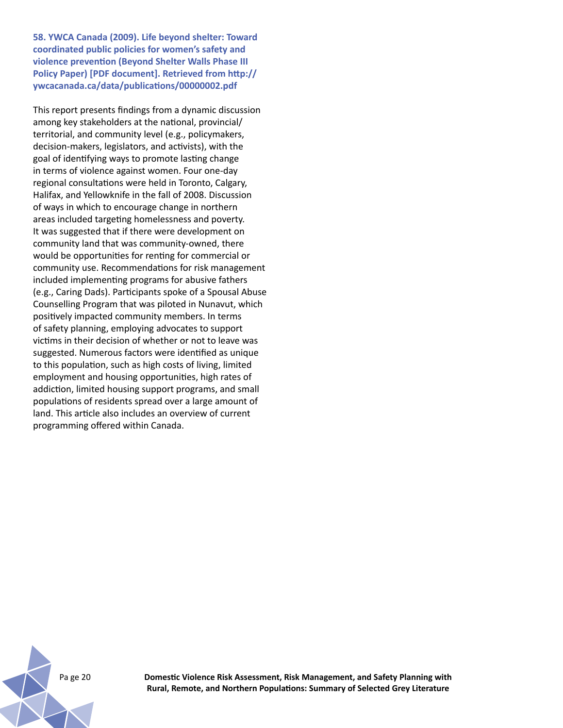**58. YWCA Canada (2009). Life beyond shelter: Toward coordinated public policies for women's safety and violence prevention (Beyond Shelter Walls Phase III Policy Paper) [PDF document]. Retrieved from http://ywcacanada.ca/data/publications/00000002.pdf**

This report presents findings from a dynamic discussion among key stakeholders at the national, provincial/territorial, and community level (e.g., policymakers, decision-makers, legislators, and activists), with the goal of identifying ways to promote lasting change in terms of violence against women. Four one-day regional consultations were held in Toronto, Calgary, Halifax, and Yellowknife in the fall of 2008. Discussion of ways in which to encourage change in northern areas included targeting homelessness and poverty. It was suggested that if there were development on community land that was community-owned, there would be opportunities for renting for commercial or community use. Recommendations for risk management included implementing programs for abusive fathers (e.g., Caring Dads). Participants spoke of a Spousal Abuse Counselling Program that was piloted in Nunavut, which positively impacted community members. In terms of safety planning, employing advocates to support victims in their decision of whether or not to leave was suggested. Numerous factors were identified as unique to this population, such as high costs of living, limited employment and housing opportunities, high rates of addiction, limited housing support programs, and small populations of residents spread over a large amount of land. This article also includes an overview of current programming offered within Canada.